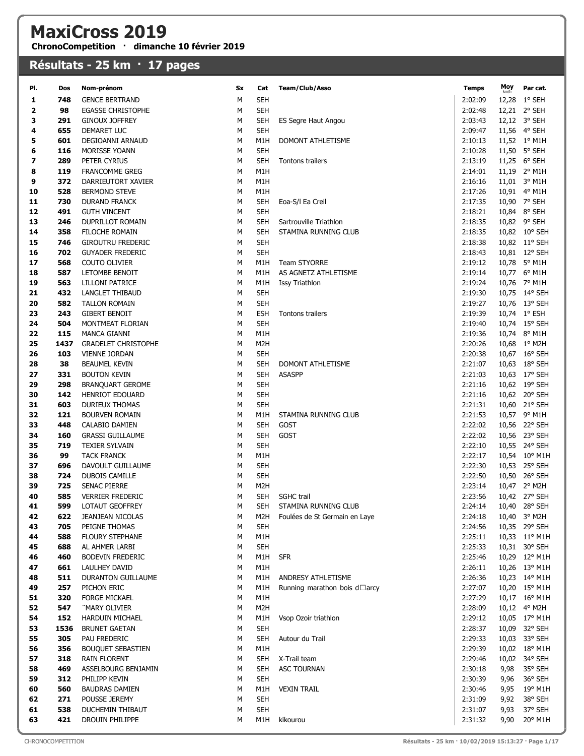# MaxiCross 2019

**ChronoCompetition · dimanche 10 février 2019**

## Résultats - 25 km · 17 pages

| Pl. | Dos | Nom-prénom | Sx | Cat | Team/Club/Asso | Temps | Moy km/h | Par cat. |
|---|---|---|---|---|---|---|---|---|
| 1 | 748 | GENCE BERTRAND | M | SEH | | 2:02:09 | 12,28 | 1° SEH |
| 2 | 98 | EGASSE CHRISTOPHE | M | SEH | | 2:02:48 | 12,21 | 2° SEH |
| 3 | 291 | GINOUX JOFFREY | M | SEH | ES Segre Haut Angou | 2:03:43 | 12,12 | 3° SEH |
| 4 | 655 | DEMARET LUC | M | SEH | | 2:09:47 | 11,56 | 4° SEH |
| 5 | 601 | DEGIOANNI ARNAUD | M | M1H | DOMONT ATHLETISME | 2:10:13 | 11,52 | 1° M1H |
| 6 | 116 | MORISSE YOANN | M | SEH | | 2:10:28 | 11,50 | 5° SEH |
| 7 | 289 | PETER CYRIUS | M | SEH | Tontons trailers | 2:13:19 | 11,25 | 6° SEH |
| 8 | 119 | FRANCOMME GREG | M | M1H | | 2:14:01 | 11,19 | 2° M1H |
| 9 | 372 | DARRIEUTORT XAVIER | M | M1H | | 2:16:16 | 11,01 | 3° M1H |
| 10 | 528 | BERMOND STEVE | M | M1H | | 2:17:26 | 10,91 | 4° M1H |
| 11 | 730 | DURAND FRANCK | M | SEH | Eoa-S/l Ea Creil | 2:17:35 | 10,90 | 7° SEH |
| 12 | 491 | GUTH VINCENT | M | SEH | | 2:18:21 | 10,84 | 8° SEH |
| 13 | 246 | DUPRILLOT ROMAIN | M | SEH | Sartrouville Triathlon | 2:18:35 | 10,82 | 9° SEH |
| 14 | 358 | FILOCHE ROMAIN | M | SEH | STAMINA RUNNING CLUB | 2:18:35 | 10,82 | 10° SEH |
| 15 | 746 | GIROUTRU FREDERIC | M | SEH | | 2:18:38 | 10,82 | 11° SEH |
| 16 | 702 | GUYADER FREDERIC | M | SEH | | 2:18:43 | 10,81 | 12° SEH |
| 17 | 568 | COUTO OLIVIER | M | M1H | Team STYORRE | 2:19:12 | 10,78 | 5° M1H |
| 18 | 587 | LETOMBE BENOIT | M | M1H | AS AGNETZ ATHLETISME | 2:19:14 | 10,77 | 6° M1H |
| 19 | 563 | LILLONI PATRICE | M | M1H | Issy Triathlon | 2:19:24 | 10,76 | 7° M1H |
| 21 | 432 | LANGLET THIBAUD | M | SEH | | 2:19:30 | 10,75 | 14° SEH |
| 20 | 582 | TALLON ROMAIN | M | SEH | | 2:19:27 | 10,76 | 13° SEH |
| 23 | 243 | GIBERT BENOIT | M | ESH | Tontons trailers | 2:19:39 | 10,74 | 1° ESH |
| 24 | 504 | MONTMEAT FLORIAN | M | SEH | | 2:19:40 | 10,74 | 15° SEH |
| 22 | 115 | MANCA GIANNI | M | M1H | | 2:19:36 | 10,74 | 8° M1H |
| 25 | 1437 | GRADELET CHRISTOPHE | M | M2H | | 2:20:26 | 10,68 | 1° M2H |
| 26 | 103 | VIENNE JORDAN | M | SEH | | 2:20:38 | 10,67 | 16° SEH |
| 28 | 38 | BEAUMEL KEVIN | M | SEH | DOMONT ATHLETISME | 2:21:07 | 10,63 | 18° SEH |
| 27 | 331 | BOUTON KEVIN | M | SEH | ASASPP | 2:21:03 | 10,63 | 17° SEH |
| 29 | 298 | BRANQUART GEROME | M | SEH | | 2:21:16 | 10,62 | 19° SEH |
| 30 | 142 | HENRIOT EDOUARD | M | SEH | | 2:21:16 | 10,62 | 20° SEH |
| 31 | 603 | DURIEUX THOMAS | M | SEH | | 2:21:31 | 10,60 | 21° SEH |
| 32 | 121 | BOURVEN ROMAIN | M | M1H | STAMINA RUNNING CLUB | 2:21:53 | 10,57 | 9° M1H |
| 33 | 448 | CALABIO DAMIEN | M | SEH | GOST | 2:22:02 | 10,56 | 22° SEH |
| 34 | 160 | GRASSI GUILLAUME | M | SEH | GOST | 2:22:02 | 10,56 | 23° SEH |
| 35 | 719 | TEXIER SYLVAIN | M | SEH | | 2:22:10 | 10,55 | 24° SEH |
| 36 | 99 | TACK FRANCK | M | M1H | | 2:22:17 | 10,54 | 10° M1H |
| 37 | 696 | DAVOULT GUILLAUME | M | SEH | | 2:22:30 | 10,53 | 25° SEH |
| 38 | 724 | DUBOIS CAMILLE | M | SEH | | 2:22:50 | 10,50 | 26° SEH |
| 39 | 725 | SENAC PIERRE | M | M2H | | 2:23:14 | 10,47 | 2° M2H |
| 40 | 585 | VERRIER FREDERIC | M | SEH | SGHC trail | 2:23:56 | 10,42 | 27° SEH |
| 41 | 599 | LOTAUT GEOFFREY | M | SEH | STAMINA RUNNING CLUB | 2:24:14 | 10,40 | 28° SEH |
| 42 | 622 | JEANJEAN NICOLAS | M | M2H | Foulées de St Germain en Laye | 2:24:18 | 10,40 | 3° M2H |
| 43 | 705 | PEIGNE THOMAS | M | SEH | | 2:24:56 | 10,35 | 29° SEH |
| 44 | 588 | FLOURY STEPHANE | M | M1H | | 2:25:11 | 10,33 | 11° M1H |
| 45 | 688 | AL AHMER LARBI | M | SEH | | 2:25:33 | 10,31 | 30° SEH |
| 46 | 460 | BODEVIN FREDERIC | M | M1H | SFR | 2:25:46 | 10,29 | 12° M1H |
| 47 | 661 | LAULHEY DAVID | M | M1H | | 2:26:11 | 10,26 | 13° M1H |
| 48 | 511 | DURANTON GUILLAUME | M | M1H | ANDRESY ATHLETISME | 2:26:36 | 10,23 | 14° M1H |
| 49 | 257 | PICHON ERIC | M | M1H | Running marathon bois d□arcy | 2:27:07 | 10,20 | 15° M1H |
| 51 | 320 | FORGE MICKAEL | M | M1H | | 2:27:29 | 10,17 | 16° M1H |
| 52 | 547 | ¨MARY OLIVIER | M | M2H | | 2:28:09 | 10,12 | 4° M2H |
| 54 | 152 | HARDUIN MICHAEL | M | M1H | Vsop Ozoir triathlon | 2:29:12 | 10,05 | 17° M1H |
| 53 | 1536 | BRUNET GAETAN | M | SEH | | 2:28:37 | 10,09 | 32° SEH |
| 55 | 305 | PAU FREDERIC | M | SEH | Autour du Trail | 2:29:33 | 10,03 | 33° SEH |
| 56 | 356 | BOUQUET SEBASTIEN | M | M1H | | 2:29:39 | 10,02 | 18° M1H |
| 57 | 318 | RAIN FLORENT | M | SEH | X-Trail team | 2:29:46 | 10,02 | 34° SEH |
| 58 | 469 | ASSELBOURG BENJAMIN | M | SEH | ASC TOURNAN | 2:30:18 | 9,98 | 35° SEH |
| 59 | 312 | PHILIPP KEVIN | M | SEH | | 2:30:39 | 9,96 | 36° SEH |
| 60 | 560 | BAUDRAS DAMIEN | M | M1H | VEXIN TRAIL | 2:30:46 | 9,95 | 19° M1H |
| 62 | 271 | POUSSE JEREMY | M | SEH | | 2:31:09 | 9,92 | 38° SEH |
| 61 | 538 | DUCHEMIN THIBAUT | M | SEH | | 2:31:07 | 9,93 | 37° SEH |
| 63 | 421 | DROUIN PHILIPPE | M | M1H | kikourou | 2:31:32 | 9,90 | 20° M1H |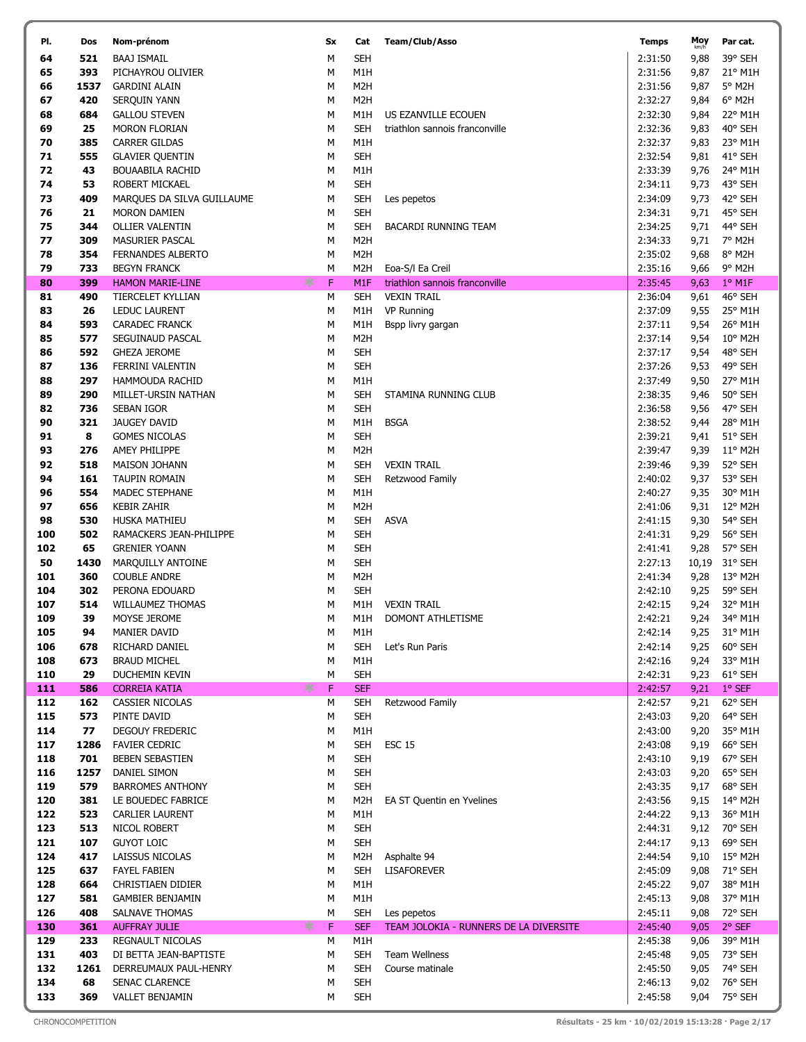| Pl. | Dos | Nom-prénom | Sx | Cat | Team/Club/Asso | Temps | Moy km/h | Par cat. |
|---|---|---|---|---|---|---|---|---|
| 64 | 521 | BAAJ ISMAIL | M | SEH | | 2:31:50 | 9,88 | 39° SEH |
| 65 | 393 | PICHAYROU OLIVIER | M | M1H | | 2:31:56 | 9,87 | 21° M1H |
| 66 | 1537 | GARDINI ALAIN | M | M2H | | 2:31:56 | 9,87 | 5° M2H |
| 67 | 420 | SERQUIN YANN | M | M2H | | 2:32:27 | 9,84 | 6° M2H |
| 68 | 684 | GALLOU STEVEN | M | M1H | US EZANVILLE ECOUEN | 2:32:30 | 9,84 | 22° M1H |
| 69 | 25 | MORON FLORIAN | M | SEH | triathlon sannois franconville | 2:32:36 | 9,83 | 40° SEH |
| 70 | 385 | CARRER GILDAS | M | M1H | | 2:32:37 | 9,83 | 23° M1H |
| 71 | 555 | GLAVIER QUENTIN | M | SEH | | 2:32:54 | 9,81 | 41° SEH |
| 72 | 43 | BOUAABILA RACHID | M | M1H | | 2:33:39 | 9,76 | 24° M1H |
| 74 | 53 | ROBERT MICKAEL | M | SEH | | 2:34:11 | 9,73 | 43° SEH |
| 73 | 409 | MARQUES DA SILVA GUILLAUME | M | SEH | Les pepetos | 2:34:09 | 9,73 | 42° SEH |
| 76 | 21 | MORON DAMIEN | M | SEH | | 2:34:31 | 9,71 | 45° SEH |
| 75 | 344 | OLLIER VALENTIN | M | SEH | BACARDI RUNNING TEAM | 2:34:25 | 9,71 | 44° SEH |
| 77 | 309 | MASURIER PASCAL | M | M2H | | 2:34:33 | 9,71 | 7° M2H |
| 78 | 354 | FERNANDES ALBERTO | M | M2H | | 2:35:02 | 9,68 | 8° M2H |
| 79 | 733 | BEGYN FRANCK | M | M2H | Eoa-S/l Ea Creil | 2:35:16 | 9,66 | 9° M2H |
| 80 | 399 | HAMON MARIE-LINE | F | M1F | triathlon sannois franconville | 2:35:45 | 9,63 | 1° M1F |
| 81 | 490 | TIERCELET KYLLIAN | M | SEH | VEXIN TRAIL | 2:36:04 | 9,61 | 46° SEH |
| 83 | 26 | LEDUC LAURENT | M | M1H | VP Running | 2:37:09 | 9,55 | 25° M1H |
| 84 | 593 | CARADEC FRANCK | M | M1H | Bspp livry gargan | 2:37:11 | 9,54 | 26° M1H |
| 85 | 577 | SEGUINAUD PASCAL | M | M2H | | 2:37:14 | 9,54 | 10° M2H |
| 86 | 592 | GHEZA JEROME | M | SEH | | 2:37:17 | 9,54 | 48° SEH |
| 87 | 136 | FERRINI VALENTIN | M | SEH | | 2:37:26 | 9,53 | 49° SEH |
| 88 | 297 | HAMMOUDA RACHID | M | M1H | | 2:37:49 | 9,50 | 27° M1H |
| 89 | 290 | MILLET-URSIN NATHAN | M | SEH | STAMINA RUNNING CLUB | 2:38:35 | 9,46 | 50° SEH |
| 82 | 736 | SEBAN IGOR | M | SEH | | 2:36:58 | 9,56 | 47° SEH |
| 90 | 321 | JAUGEY DAVID | M | M1H | BSGA | 2:38:52 | 9,44 | 28° M1H |
| 91 | 8 | GOMES NICOLAS | M | SEH | | 2:39:21 | 9,41 | 51° SEH |
| 93 | 276 | AMEY PHILIPPE | M | M2H | | 2:39:47 | 9,39 | 11° M2H |
| 92 | 518 | MAISON JOHANN | M | SEH | VEXIN TRAIL | 2:39:46 | 9,39 | 52° SEH |
| 94 | 161 | TAUPIN ROMAIN | M | SEH | Retzwood Family | 2:40:02 | 9,37 | 53° SEH |
| 96 | 554 | MADEC STEPHANE | M | M1H | | 2:40:27 | 9,35 | 30° M1H |
| 97 | 656 | KEBIR ZAHIR | M | M2H | | 2:41:06 | 9,31 | 12° M2H |
| 98 | 530 | HUSKA MATHIEU | M | SEH | ASVA | 2:41:15 | 9,30 | 54° SEH |
| 100 | 502 | RAMACKERS JEAN-PHILIPPE | M | SEH | | 2:41:31 | 9,29 | 56° SEH |
| 102 | 65 | GRENIER YOANN | M | SEH | | 2:41:41 | 9,28 | 57° SEH |
| 50 | 1430 | MARQUILLY ANTOINE | M | SEH | | 2:27:13 | 10,19 | 31° SEH |
| 101 | 360 | COUBLE ANDRE | M | M2H | | 2:41:34 | 9,28 | 13° M2H |
| 104 | 302 | PERONA EDOUARD | M | SEH | | 2:42:10 | 9,25 | 59° SEH |
| 107 | 514 | WILLAUMEZ THOMAS | M | M1H | VEXIN TRAIL | 2:42:15 | 9,24 | 32° M1H |
| 109 | 39 | MOYSE JEROME | M | M1H | DOMONT ATHLETISME | 2:42:21 | 9,24 | 34° M1H |
| 105 | 94 | MANIER DAVID | M | M1H | | 2:42:14 | 9,25 | 31° M1H |
| 106 | 678 | RICHARD DANIEL | M | SEH | Let's Run Paris | 2:42:14 | 9,25 | 60° SEH |
| 108 | 673 | BRAUD MICHEL | M | M1H | | 2:42:16 | 9,24 | 33° M1H |
| 110 | 29 | DUCHEMIN KEVIN | M | SEH | | 2:42:31 | 9,23 | 61° SEH |
| 111 | 586 | CORREIA KATIA | F | SEF | | 2:42:57 | 9,21 | 1° SEF |
| 112 | 162 | CASSIER NICOLAS | M | SEH | Retzwood Family | 2:42:57 | 9,21 | 62° SEH |
| 115 | 573 | PINTE DAVID | M | SEH | | 2:43:03 | 9,20 | 64° SEH |
| 114 | 77 | DEGOUY FREDERIC | M | M1H | | 2:43:00 | 9,20 | 35° M1H |
| 117 | 1286 | FAVIER CEDRIC | M | SEH | ESC 15 | 2:43:08 | 9,19 | 66° SEH |
| 118 | 701 | BEBEN SEBASTIEN | M | SEH | | 2:43:10 | 9,19 | 67° SEH |
| 116 | 1257 | DANIEL SIMON | M | SEH | | 2:43:03 | 9,20 | 65° SEH |
| 119 | 579 | BARROMES ANTHONY | M | SEH | | 2:43:35 | 9,17 | 68° SEH |
| 120 | 381 | LE BOUEDEC FABRICE | M | M2H | EA ST Quentin en Yvelines | 2:43:56 | 9,15 | 14° M2H |
| 122 | 523 | CARLIER LAURENT | M | M1H | | 2:44:22 | 9,13 | 36° M1H |
| 123 | 513 | NICOL ROBERT | M | SEH | | 2:44:31 | 9,12 | 70° SEH |
| 121 | 107 | GUYOT LOIC | M | SEH | | 2:44:17 | 9,13 | 69° SEH |
| 124 | 417 | LAISSUS NICOLAS | M | M2H | Asphalte 94 | 2:44:54 | 9,10 | 15° M2H |
| 125 | 637 | FAYEL FABIEN | M | SEH | LISAFOREVER | 2:45:09 | 9,08 | 71° SEH |
| 128 | 664 | CHRISTIAEN DIDIER | M | M1H | | 2:45:22 | 9,07 | 38° M1H |
| 127 | 581 | GAMBIER BENJAMIN | M | M1H | | 2:45:13 | 9,08 | 37° M1H |
| 126 | 408 | SALNAVE THOMAS | M | SEH | Les pepetos | 2:45:11 | 9,08 | 72° SEH |
| 130 | 361 | AUFFRAY JULIE | F | SEF | TEAM JOLOKIA - RUNNERS DE LA DIVERSITE | 2:45:40 | 9,05 | 2° SEF |
| 129 | 233 | REGNAULT NICOLAS | M | M1H | | 2:45:38 | 9,06 | 39° M1H |
| 131 | 403 | DI BETTA JEAN-BAPTISTE | M | SEH | Team Wellness | 2:45:48 | 9,05 | 73° SEH |
| 132 | 1261 | DERREUMAUX PAUL-HENRY | M | SEH | Course matinale | 2:45:50 | 9,05 | 74° SEH |
| 134 | 68 | SENAC CLARENCE | M | SEH | | 2:46:13 | 9,02 | 76° SEH |
| 133 | 369 | VALLET BENJAMIN | M | SEH | | 2:45:58 | 9,04 | 75° SEH |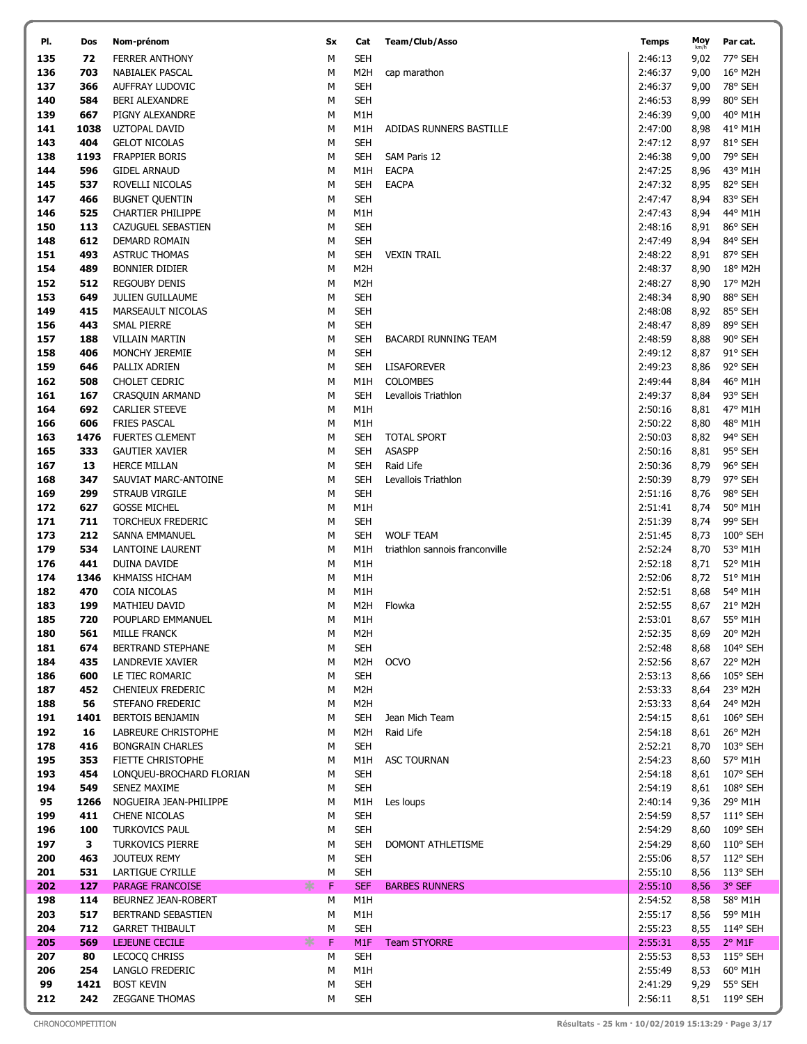| Pl. | Dos | Nom-prénom | Sx | Cat | Team/Club/Asso | Temps | Moy km/h | Par cat. |
|---|---|---|---|---|---|---|---|---|
| 135 | 72 | FERRER ANTHONY | M | SEH | | 2:46:13 | 9,02 | 77° SEH |
| 136 | 703 | NABIALEK PASCAL | M | M2H | cap marathon | 2:46:37 | 9,00 | 16° M2H |
| 137 | 366 | AUFFRAY LUDOVIC | M | SEH | | 2:46:37 | 9,00 | 78° SEH |
| 140 | 584 | BERI ALEXANDRE | M | SEH | | 2:46:53 | 8,99 | 80° SEH |
| 139 | 667 | PIGNY ALEXANDRE | M | M1H | | 2:46:39 | 9,00 | 40° M1H |
| 141 | 1038 | UZTOPAL DAVID | M | M1H | ADIDAS RUNNERS BASTILLE | 2:47:00 | 8,98 | 41° M1H |
| 143 | 404 | GELOT NICOLAS | M | SEH | | 2:47:12 | 8,97 | 81° SEH |
| 138 | 1193 | FRAPPIER BORIS | M | SEH | SAM Paris 12 | 2:46:38 | 9,00 | 79° SEH |
| 144 | 596 | GIDEL ARNAUD | M | M1H | EACPA | 2:47:25 | 8,96 | 43° M1H |
| 145 | 537 | ROVELLI NICOLAS | M | SEH | EACPA | 2:47:32 | 8,95 | 82° SEH |
| 147 | 466 | BUGNET QUENTIN | M | SEH | | 2:47:47 | 8,94 | 83° SEH |
| 146 | 525 | CHARTIER PHILIPPE | M | M1H | | 2:47:43 | 8,94 | 44° M1H |
| 150 | 113 | CAZUGUEL SEBASTIEN | M | SEH | | 2:48:16 | 8,91 | 86° SEH |
| 148 | 612 | DEMARD ROMAIN | M | SEH | | 2:47:49 | 8,94 | 84° SEH |
| 151 | 493 | ASTRUC THOMAS | M | SEH | VEXIN TRAIL | 2:48:22 | 8,91 | 87° SEH |
| 154 | 489 | BONNIER DIDIER | M | M2H | | 2:48:37 | 8,90 | 18° M2H |
| 152 | 512 | REGOUBY DENIS | M | M2H | | 2:48:27 | 8,90 | 17° M2H |
| 153 | 649 | JULIEN GUILLAUME | M | SEH | | 2:48:34 | 8,90 | 88° SEH |
| 149 | 415 | MARSEAULT NICOLAS | M | SEH | | 2:48:08 | 8,92 | 85° SEH |
| 156 | 443 | SMAL PIERRE | M | SEH | | 2:48:47 | 8,89 | 89° SEH |
| 157 | 188 | VILLAIN MARTIN | M | SEH | BACARDI RUNNING TEAM | 2:48:59 | 8,88 | 90° SEH |
| 158 | 406 | MONCHY JEREMIE | M | SEH | | 2:49:12 | 8,87 | 91° SEH |
| 159 | 646 | PALLIX ADRIEN | M | SEH | LISAFOREVER | 2:49:23 | 8,86 | 92° SEH |
| 162 | 508 | CHOLET CEDRIC | M | M1H | COLOMBES | 2:49:44 | 8,84 | 46° M1H |
| 161 | 167 | CRASQUIN ARMAND | M | SEH | Levallois Triathlon | 2:49:37 | 8,84 | 93° SEH |
| 164 | 692 | CARLIER STEEVE | M | M1H | | 2:50:16 | 8,81 | 47° M1H |
| 166 | 606 | FRIES PASCAL | M | M1H | | 2:50:22 | 8,80 | 48° M1H |
| 163 | 1476 | FUERTES CLEMENT | M | SEH | TOTAL SPORT | 2:50:03 | 8,82 | 94° SEH |
| 165 | 333 | GAUTIER XAVIER | M | SEH | ASASPP | 2:50:16 | 8,81 | 95° SEH |
| 167 | 13 | HERCE MILLAN | M | SEH | Raid Life | 2:50:36 | 8,79 | 96° SEH |
| 168 | 347 | SAUVIAT MARC-ANTOINE | M | SEH | Levallois Triathlon | 2:50:39 | 8,79 | 97° SEH |
| 169 | 299 | STRAUB VIRGILE | M | SEH | | 2:51:16 | 8,76 | 98° SEH |
| 172 | 627 | GOSSE MICHEL | M | M1H | | 2:51:41 | 8,74 | 50° M1H |
| 171 | 711 | TORCHEUX FREDERIC | M | SEH | | 2:51:39 | 8,74 | 99° SEH |
| 173 | 212 | SANNA EMMANUEL | M | SEH | WOLF TEAM | 2:51:45 | 8,73 | 100° SEH |
| 179 | 534 | LANTOINE LAURENT | M | M1H | triathlon sannois franconville | 2:52:24 | 8,70 | 53° M1H |
| 176 | 441 | DUINA DAVIDE | M | M1H | | 2:52:18 | 8,71 | 52° M1H |
| 174 | 1346 | KHMAISS HICHAM | M | M1H | | 2:52:06 | 8,72 | 51° M1H |
| 182 | 470 | COIA NICOLAS | M | M1H | | 2:52:51 | 8,68 | 54° M1H |
| 183 | 199 | MATHIEU DAVID | M | M2H | Flowka | 2:52:55 | 8,67 | 21° M2H |
| 185 | 720 | POUPLARD EMMANUEL | M | M1H | | 2:53:01 | 8,67 | 55° M1H |
| 180 | 561 | MILLE FRANCK | M | M2H | | 2:52:35 | 8,69 | 20° M2H |
| 181 | 674 | BERTRAND STEPHANE | M | SEH | | 2:52:48 | 8,68 | 104° SEH |
| 184 | 435 | LANDREVIE XAVIER | M | M2H | OCVO | 2:52:56 | 8,67 | 22° M2H |
| 186 | 600 | LE TIEC ROMARIC | M | SEH | | 2:53:13 | 8,66 | 105° SEH |
| 187 | 452 | CHENIEUX FREDERIC | M | M2H | | 2:53:33 | 8,64 | 23° M2H |
| 188 | 56 | STEFANO FREDERIC | M | M2H | | 2:53:33 | 8,64 | 24° M2H |
| 191 | 1401 | BERTOIS BENJAMIN | M | SEH | Jean Mich Team | 2:54:15 | 8,61 | 106° SEH |
| 192 | 16 | LABREURE CHRISTOPHE | M | M2H | Raid Life | 2:54:18 | 8,61 | 26° M2H |
| 178 | 416 | BONGRAIN CHARLES | M | SEH | | 2:52:21 | 8,70 | 103° SEH |
| 195 | 353 | FIETTE CHRISTOPHE | M | M1H | ASC TOURNAN | 2:54:23 | 8,60 | 57° M1H |
| 193 | 454 | LONQUEU-BROCHARD FLORIAN | M | SEH | | 2:54:18 | 8,61 | 107° SEH |
| 194 | 549 | SENEZ MAXIME | M | SEH | | 2:54:19 | 8,61 | 108° SEH |
| 95 | 1266 | NOGUEIRA JEAN-PHILIPPE | M | M1H | Les loups | 2:40:14 | 9,36 | 29° M1H |
| 199 | 411 | CHENE NICOLAS | M | SEH | | 2:54:59 | 8,57 | 111° SEH |
| 196 | 100 | TURKOVICS PAUL | M | SEH | | 2:54:29 | 8,60 | 109° SEH |
| 197 | 3 | TURKOVICS PIERRE | M | SEH | DOMONT ATHLETISME | 2:54:29 | 8,60 | 110° SEH |
| 200 | 463 | JOUTEUX REMY | M | SEH | | 2:55:06 | 8,57 | 112° SEH |
| 201 | 531 | LARTIGUE CYRILLE | M | SEH | | 2:55:10 | 8,56 | 113° SEH |
| 202 | 127 | PARAGE FRANCOISE | F | SEF | BARBES RUNNERS | 2:55:10 | 8,56 | 3° SEF |
| 198 | 114 | BEURNEZ JEAN-ROBERT | M | M1H | | 2:54:52 | 8,58 | 58° M1H |
| 203 | 517 | BERTRAND SEBASTIEN | M | M1H | | 2:55:17 | 8,56 | 59° M1H |
| 204 | 712 | GARRET THIBAULT | M | SEH | | 2:55:23 | 8,55 | 114° SEH |
| 205 | 569 | LEJEUNE CECILE | F | M1F | Team STYORRE | 2:55:31 | 8,55 | 2° M1F |
| 207 | 80 | LECOCQ CHRISS | M | SEH | | 2:55:53 | 8,53 | 115° SEH |
| 206 | 254 | LANGLO FREDERIC | M | M1H | | 2:55:49 | 8,53 | 60° M1H |
| 99 | 1421 | BOST KEVIN | M | SEH | | 2:41:29 | 9,29 | 55° SEH |
| 212 | 242 | ZEGGANE THOMAS | M | SEH | | 2:56:11 | 8,51 | 119° SEH |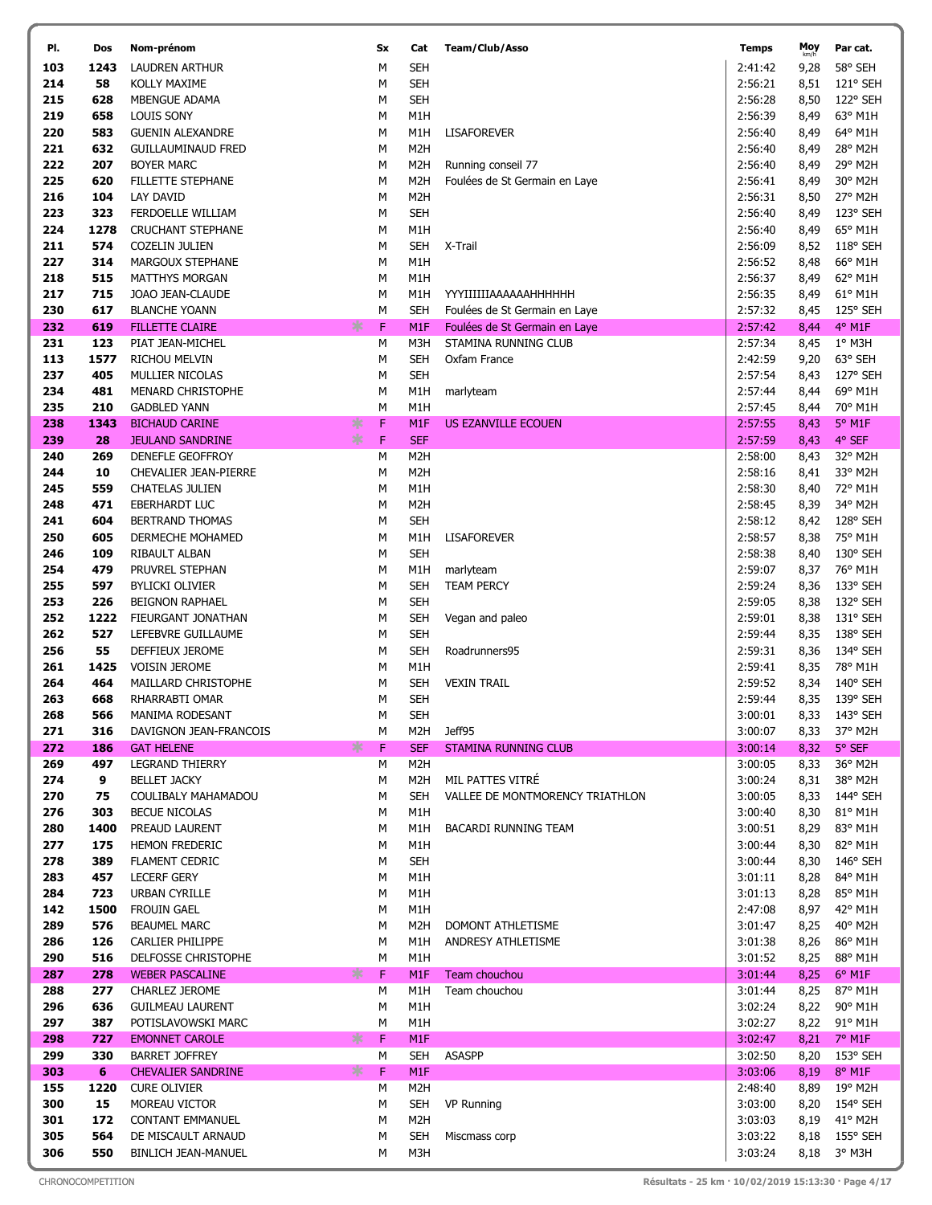| Pl. | Dos | Nom-prénom | Sx | Cat | Team/Club/Asso | Temps | Moy km/h | Par cat. |
|---|---|---|---|---|---|---|---|---|
| 103 | 1243 | LAUDREN ARTHUR | M | SEH | | 2:41:42 | 9,28 | 58° SEH |
| 214 | 58 | KOLLY MAXIME | M | SEH | | 2:56:21 | 8,51 | 121° SEH |
| 215 | 628 | MBENGUE ADAMA | M | SEH | | 2:56:28 | 8,50 | 122° SEH |
| 219 | 658 | LOUIS SONY | M | M1H | | 2:56:39 | 8,49 | 63° M1H |
| 220 | 583 | GUENIN ALEXANDRE | M | M1H | LISAFOREVER | 2:56:40 | 8,49 | 64° M1H |
| 221 | 632 | GUILLAUMINAUD FRED | M | M2H | | 2:56:40 | 8,49 | 28° M2H |
| 222 | 207 | BOYER MARC | M | M2H | Running conseil 77 | 2:56:40 | 8,49 | 29° M2H |
| 225 | 620 | FILLETTE STEPHANE | M | M2H | Foulées de St Germain en Laye | 2:56:41 | 8,49 | 30° M2H |
| 216 | 104 | LAY DAVID | M | M2H | | 2:56:31 | 8,50 | 27° M2H |
| 223 | 323 | FERDOELLE WILLIAM | M | SEH | | 2:56:40 | 8,49 | 123° SEH |
| 224 | 1278 | CRUCHANT STEPHANE | M | M1H | | 2:56:40 | 8,49 | 65° M1H |
| 211 | 574 | COZELIN JULIEN | M | SEH | X-Trail | 2:56:09 | 8,52 | 118° SEH |
| 227 | 314 | MARGOUX STEPHANE | M | M1H | | 2:56:52 | 8,48 | 66° M1H |
| 218 | 515 | MATTHYS MORGAN | M | M1H | | 2:56:37 | 8,49 | 62° M1H |
| 217 | 715 | JOAO JEAN-CLAUDE | M | M1H | YYYIIIIIIAAAAAAHHHHHH | 2:56:35 | 8,49 | 61° M1H |
| 230 | 617 | BLANCHE YOANN | M | SEH | Foulées de St Germain en Laye | 2:57:32 | 8,45 | 125° SEH |
| 232 | 619 | FILLETTE CLAIRE | F | M1F | Foulées de St Germain en Laye | 2:57:42 | 8,44 | 4° M1F |
| 231 | 123 | PIAT JEAN-MICHEL | M | M3H | STAMINA RUNNING CLUB | 2:57:34 | 8,45 | 1° M3H |
| 113 | 1577 | RICHOU MELVIN | M | SEH | Oxfam France | 2:42:59 | 9,20 | 63° SEH |
| 237 | 405 | MULLIER NICOLAS | M | SEH | | 2:57:54 | 8,43 | 127° SEH |
| 234 | 481 | MENARD CHRISTOPHE | M | M1H | marlyteam | 2:57:44 | 8,44 | 69° M1H |
| 235 | 210 | GADBLED YANN | M | M1H | | 2:57:45 | 8,44 | 70° M1H |
| 238 | 1343 | BICHAUD CARINE | F | M1F | US EZANVILLE ECOUEN | 2:57:55 | 8,43 | 5° M1F |
| 239 | 28 | JEULAND SANDRINE | F | SEF | | 2:57:59 | 8,43 | 4° SEF |
| 240 | 269 | DENEFLE GEOFFROY | M | M2H | | 2:58:00 | 8,43 | 32° M2H |
| 244 | 10 | CHEVALIER JEAN-PIERRE | M | M2H | | 2:58:16 | 8,41 | 33° M2H |
| 245 | 559 | CHATELAS JULIEN | M | M1H | | 2:58:30 | 8,40 | 72° M1H |
| 248 | 471 | EBERHARDT LUC | M | M2H | | 2:58:45 | 8,39 | 34° M2H |
| 241 | 604 | BERTRAND THOMAS | M | SEH | | 2:58:12 | 8,42 | 128° SEH |
| 250 | 605 | DERMECHE MOHAMED | M | M1H | LISAFOREVER | 2:58:57 | 8,38 | 75° M1H |
| 246 | 109 | RIBAULT ALBAN | M | SEH | | 2:58:38 | 8,40 | 130° SEH |
| 254 | 479 | PRUVREL STEPHAN | M | M1H | marlyteam | 2:59:07 | 8,37 | 76° M1H |
| 255 | 597 | BYLICKI OLIVIER | M | SEH | TEAM PERCY | 2:59:24 | 8,36 | 133° SEH |
| 253 | 226 | BEIGNON RAPHAEL | M | SEH | | 2:59:05 | 8,38 | 132° SEH |
| 252 | 1222 | FIEURGANT JONATHAN | M | SEH | Vegan and paleo | 2:59:01 | 8,38 | 131° SEH |
| 262 | 527 | LEFEBVRE GUILLAUME | M | SEH | | 2:59:44 | 8,35 | 138° SEH |
| 256 | 55 | DEFFIEUX JEROME | M | SEH | Roadrunners95 | 2:59:31 | 8,36 | 134° SEH |
| 261 | 1425 | VOISIN JEROME | M | M1H | | 2:59:41 | 8,35 | 78° M1H |
| 264 | 464 | MAILLARD CHRISTOPHE | M | SEH | VEXIN TRAIL | 2:59:52 | 8,34 | 140° SEH |
| 263 | 668 | RHARRABTI OMAR | M | SEH | | 2:59:44 | 8,35 | 139° SEH |
| 268 | 566 | MANIMA RODESANT | M | SEH | | 3:00:01 | 8,33 | 143° SEH |
| 271 | 316 | DAVIGNON JEAN-FRANCOIS | M | M2H | Jeff95 | 3:00:07 | 8,33 | 37° M2H |
| 272 | 186 | GAT HELENE | F | SEF | STAMINA RUNNING CLUB | 3:00:14 | 8,32 | 5° SEF |
| 269 | 497 | LEGRAND THIERRY | M | M2H | | 3:00:05 | 8,33 | 36° M2H |
| 274 | 9 | BELLET JACKY | M | M2H | MIL PATTES VITRÉ | 3:00:24 | 8,31 | 38° M2H |
| 270 | 75 | COULIBALY MAHAMADOU | M | SEH | VALLEE DE MONTMORENCY TRIATHLON | 3:00:05 | 8,33 | 144° SEH |
| 276 | 303 | BECUE NICOLAS | M | M1H | | 3:00:40 | 8,30 | 81° M1H |
| 280 | 1400 | PREAUD LAURENT | M | M1H | BACARDI RUNNING TEAM | 3:00:51 | 8,29 | 83° M1H |
| 277 | 175 | HEMON FREDERIC | M | M1H | | 3:00:44 | 8,30 | 82° M1H |
| 278 | 389 | FLAMENT CEDRIC | M | SEH | | 3:00:44 | 8,30 | 146° SEH |
| 283 | 457 | LECERF GERY | M | M1H | | 3:01:11 | 8,28 | 84° M1H |
| 284 | 723 | URBAN CYRILLE | M | M1H | | 3:01:13 | 8,28 | 85° M1H |
| 142 | 1500 | FROUIN GAEL | M | M1H | | 2:47:08 | 8,97 | 42° M1H |
| 289 | 576 | BEAUMEL MARC | M | M2H | DOMONT ATHLETISME | 3:01:47 | 8,25 | 40° M2H |
| 286 | 126 | CARLIER PHILIPPE | M | M1H | ANDRESY ATHLETISME | 3:01:38 | 8,26 | 86° M1H |
| 290 | 516 | DELFOSSE CHRISTOPHE | M | M1H | | 3:01:52 | 8,25 | 88° M1H |
| 287 | 278 | WEBER PASCALINE | F | M1F | Team chouchou | 3:01:44 | 8,25 | 6° M1F |
| 288 | 277 | CHARLEZ JEROME | M | M1H | Team chouchou | 3:01:44 | 8,25 | 87° M1H |
| 296 | 636 | GUILMEAU LAURENT | M | M1H | | 3:02:24 | 8,22 | 90° M1H |
| 297 | 387 | POTISLAVOWSKI MARC | M | M1H | | 3:02:27 | 8,22 | 91° M1H |
| 298 | 727 | EMONNET CAROLE | F | M1F | | 3:02:47 | 8,21 | 7° M1F |
| 299 | 330 | BARRET JOFFREY | M | SEH | ASASPP | 3:02:50 | 8,20 | 153° SEH |
| 303 | 6 | CHEVALIER SANDRINE | F | M1F | | 3:03:06 | 8,19 | 8° M1F |
| 155 | 1220 | CURE OLIVIER | M | M2H | | 2:48:40 | 8,89 | 19° M2H |
| 300 | 15 | MOREAU VICTOR | M | SEH | VP Running | 3:03:00 | 8,20 | 154° SEH |
| 301 | 172 | CONTANT EMMANUEL | M | M2H | | 3:03:03 | 8,19 | 41° M2H |
| 305 | 564 | DE MISCAULT ARNAUD | M | SEH | Miscmass corp | 3:03:22 | 8,18 | 155° SEH |
| 306 | 550 | BINLICH JEAN-MANUEL | M | M3H | | 3:03:24 | 8,18 | 3° M3H |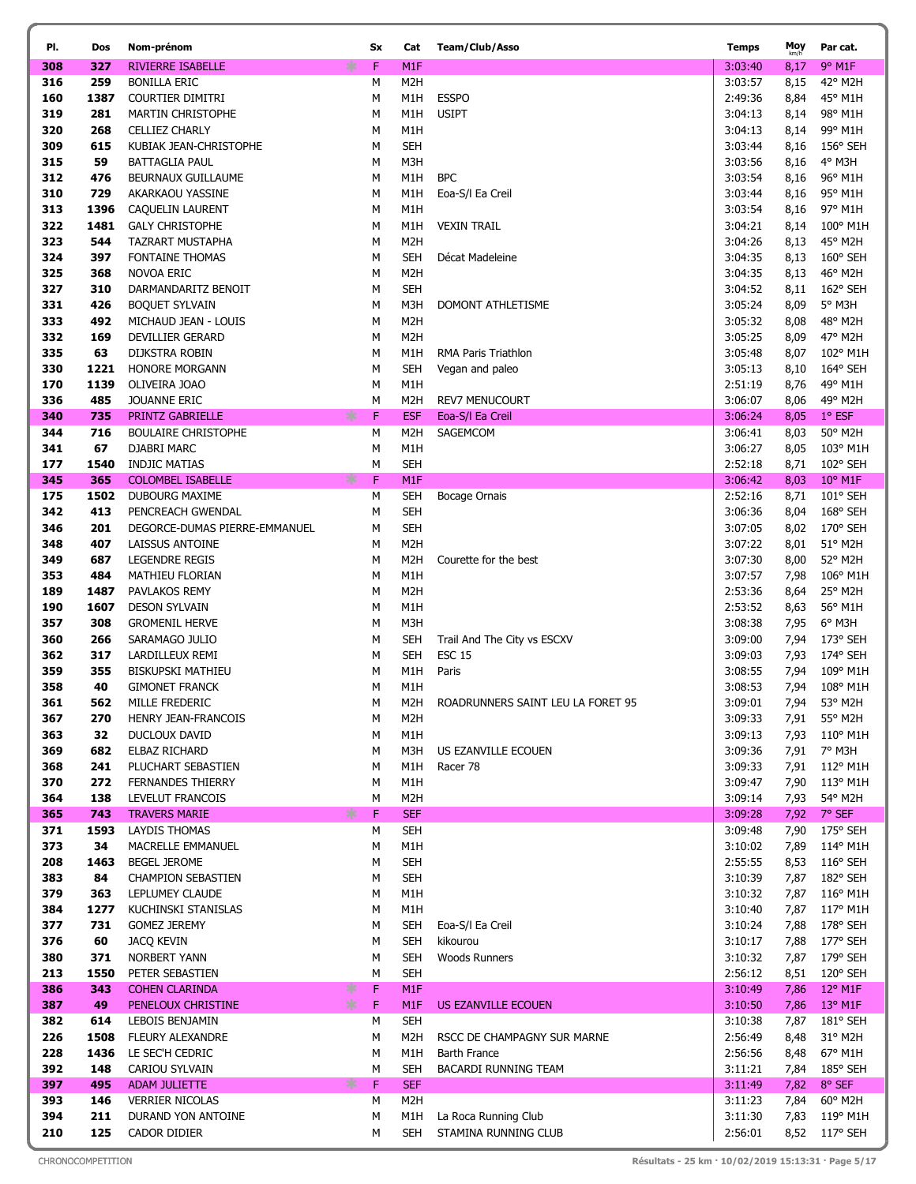| Pl. | Dos | Nom-prénom | Sx | Cat | Team/Club/Asso | Temps | Moy km/h | Par cat. |
|---|---|---|---|---|---|---|---|---|
| 308 | 327 | RIVIERRE ISABELLE | F | M1F | | 3:03:40 | 8,17 | 9° M1F |
| 316 | 259 | BONILLA ERIC | M | M2H | | 3:03:57 | 8,15 | 42° M2H |
| 160 | 1387 | COURTIER DIMITRI | M | M1H | ESSPO | 2:49:36 | 8,84 | 45° M1H |
| 319 | 281 | MARTIN CHRISTOPHE | M | M1H | USIPT | 3:04:13 | 8,14 | 98° M1H |
| 320 | 268 | CELLIEZ CHARLY | M | M1H | | 3:04:13 | 8,14 | 99° M1H |
| 309 | 615 | KUBIAK JEAN-CHRISTOPHE | M | SEH | | 3:03:44 | 8,16 | 156° SEH |
| 315 | 59 | BATTAGLIA PAUL | M | M3H | | 3:03:56 | 8,16 | 4° M3H |
| 312 | 476 | BEURNAUX GUILLAUME | M | M1H | BPC | 3:03:54 | 8,16 | 96° M1H |
| 310 | 729 | AKARKAOU YASSINE | M | M1H | Eoa-S/l Ea Creil | 3:03:44 | 8,16 | 95° M1H |
| 313 | 1396 | CAQUELIN LAURENT | M | M1H | | 3:03:54 | 8,16 | 97° M1H |
| 322 | 1481 | GALY CHRISTOPHE | M | M1H | VEXIN TRAIL | 3:04:21 | 8,14 | 100° M1H |
| 323 | 544 | TAZRART MUSTAPHA | M | M2H | | 3:04:26 | 8,13 | 45° M2H |
| 324 | 397 | FONTAINE THOMAS | M | SEH | Décat Madeleine | 3:04:35 | 8,13 | 160° SEH |
| 325 | 368 | NOVOA ERIC | M | M2H | | 3:04:35 | 8,13 | 46° M2H |
| 327 | 310 | DARMANDARITZ BENOIT | M | SEH | | 3:04:52 | 8,11 | 162° SEH |
| 331 | 426 | BOQUET SYLVAIN | M | M3H | DOMONT ATHLETISME | 3:05:24 | 8,09 | 5° M3H |
| 333 | 492 | MICHAUD JEAN - LOUIS | M | M2H | | 3:05:32 | 8,08 | 48° M2H |
| 332 | 169 | DEVILLIER GERARD | M | M2H | | 3:05:25 | 8,09 | 47° M2H |
| 335 | 63 | DIJKSTRA ROBIN | M | M1H | RMA Paris Triathlon | 3:05:48 | 8,07 | 102° M1H |
| 330 | 1221 | HONORE MORGANN | M | SEH | Vegan and paleo | 3:05:13 | 8,10 | 164° SEH |
| 170 | 1139 | OLIVEIRA JOAO | M | M1H | | 2:51:19 | 8,76 | 49° M1H |
| 336 | 485 | JOUANNE ERIC | M | M2H | REV7 MENUCOURT | 3:06:07 | 8,06 | 49° M2H |
| 340 | 735 | PRINTZ GABRIELLE | F | ESF | Eoa-S/l Ea Creil | 3:06:24 | 8,05 | 1° ESF |
| 344 | 716 | BOULAIRE CHRISTOPHE | M | M2H | SAGEMCOM | 3:06:41 | 8,03 | 50° M2H |
| 341 | 67 | DJABRI MARC | M | M1H | | 3:06:27 | 8,05 | 103° M1H |
| 177 | 1540 | INDJIC MATIAS | M | SEH | | 2:52:18 | 8,71 | 102° SEH |
| 345 | 365 | COLOMBEL ISABELLE | F | M1F | | 3:06:42 | 8,03 | 10° M1F |
| 175 | 1502 | DUBOURG MAXIME | M | SEH | Bocage Ornais | 2:52:16 | 8,71 | 101° SEH |
| 342 | 413 | PENCREACH GWENDAL | M | SEH | | 3:06:36 | 8,04 | 168° SEH |
| 346 | 201 | DEGORCE-DUMAS PIERRE-EMMANUEL | M | SEH | | 3:07:05 | 8,02 | 170° SEH |
| 348 | 407 | LAISSUS ANTOINE | M | M2H | | 3:07:22 | 8,01 | 51° M2H |
| 349 | 687 | LEGENDRE REGIS | M | M2H | Courette for the best | 3:07:30 | 8,00 | 52° M2H |
| 353 | 484 | MATHIEU FLORIAN | M | M1H | | 3:07:57 | 7,98 | 106° M1H |
| 189 | 1487 | PAVLAKOS REMY | M | M2H | | 2:53:36 | 8,64 | 25° M2H |
| 190 | 1607 | DESON SYLVAIN | M | M1H | | 2:53:52 | 8,63 | 56° M1H |
| 357 | 308 | GROMENIL HERVE | M | M3H | | 3:08:38 | 7,95 | 6° M3H |
| 360 | 266 | SARAMAGO JULIO | M | SEH | Trail And The City vs ESCXV | 3:09:00 | 7,94 | 173° SEH |
| 362 | 317 | LARDILLEUX REMI | M | SEH | ESC 15 | 3:09:03 | 7,93 | 174° SEH |
| 359 | 355 | BISKUPSKI MATHIEU | M | M1H | Paris | 3:08:55 | 7,94 | 109° M1H |
| 358 | 40 | GIMONET FRANCK | M | M1H | | 3:08:53 | 7,94 | 108° M1H |
| 361 | 562 | MILLE FREDERIC | M | M2H | ROADRUNNERS SAINT LEU LA FORET 95 | 3:09:01 | 7,94 | 53° M2H |
| 367 | 270 | HENRY JEAN-FRANCOIS | M | M2H | | 3:09:33 | 7,91 | 55° M2H |
| 363 | 32 | DUCLOUX DAVID | M | M1H | | 3:09:13 | 7,93 | 110° M1H |
| 369 | 682 | ELBAZ RICHARD | M | M3H | US EZANVILLE ECOUEN | 3:09:36 | 7,91 | 7° M3H |
| 368 | 241 | PLUCHART SEBASTIEN | M | M1H | Racer 78 | 3:09:33 | 7,91 | 112° M1H |
| 370 | 272 | FERNANDES THIERRY | M | M1H | | 3:09:47 | 7,90 | 113° M1H |
| 364 | 138 | LEVELUT FRANCOIS | M | M2H | | 3:09:14 | 7,93 | 54° M2H |
| 365 | 743 | TRAVERS MARIE | F | SEF | | 3:09:28 | 7,92 | 7° SEF |
| 371 | 1593 | LAYDIS THOMAS | M | SEH | | 3:09:48 | 7,90 | 175° SEH |
| 373 | 34 | MACRELLE EMMANUEL | M | M1H | | 3:10:02 | 7,89 | 114° M1H |
| 208 | 1463 | BEGEL JEROME | M | SEH | | 2:55:55 | 8,53 | 116° SEH |
| 383 | 84 | CHAMPION SEBASTIEN | M | SEH | | 3:10:39 | 7,87 | 182° SEH |
| 379 | 363 | LEPLUMEY CLAUDE | M | M1H | | 3:10:32 | 7,87 | 116° M1H |
| 384 | 1277 | KUCHINSKI STANISLAS | M | M1H | | 3:10:40 | 7,87 | 117° M1H |
| 377 | 731 | GOMEZ JEREMY | M | SEH | Eoa-S/l Ea Creil | 3:10:24 | 7,88 | 178° SEH |
| 376 | 60 | JACQ KEVIN | M | SEH | kikourou | 3:10:17 | 7,88 | 177° SEH |
| 380 | 371 | NORBERT YANN | M | SEH | Woods Runners | 3:10:32 | 7,87 | 179° SEH |
| 213 | 1550 | PETER SEBASTIEN | M | SEH | | 2:56:12 | 8,51 | 120° SEH |
| 386 | 343 | COHEN CLARINDA | F | M1F | | 3:10:49 | 7,86 | 12° M1F |
| 387 | 49 | PENELOUX CHRISTINE | F | M1F | US EZANVILLE ECOUEN | 3:10:50 | 7,86 | 13° M1F |
| 382 | 614 | LEBOIS BENJAMIN | M | SEH | | 3:10:38 | 7,87 | 181° SEH |
| 226 | 1508 | FLEURY ALEXANDRE | M | M2H | RSCC DE CHAMPAGNY SUR MARNE | 2:56:49 | 8,48 | 31° M2H |
| 228 | 1436 | LE SEC'H CEDRIC | M | M1H | Barth France | 2:56:56 | 8,48 | 67° M1H |
| 392 | 148 | CARIOU SYLVAIN | M | SEH | BACARDI RUNNING TEAM | 3:11:21 | 7,84 | 185° SEH |
| 397 | 495 | ADAM JULIETTE | F | SEF | | 3:11:49 | 7,82 | 8° SEF |
| 393 | 146 | VERRIER NICOLAS | M | M2H | | 3:11:23 | 7,84 | 60° M2H |
| 394 | 211 | DURAND YON ANTOINE | M | M1H | La Roca Running Club | 3:11:30 | 7,83 | 119° M1H |
| 210 | 125 | CADOR DIDIER | M | SEH | STAMINA RUNNING CLUB | 2:56:01 | 8,52 | 117° SEH |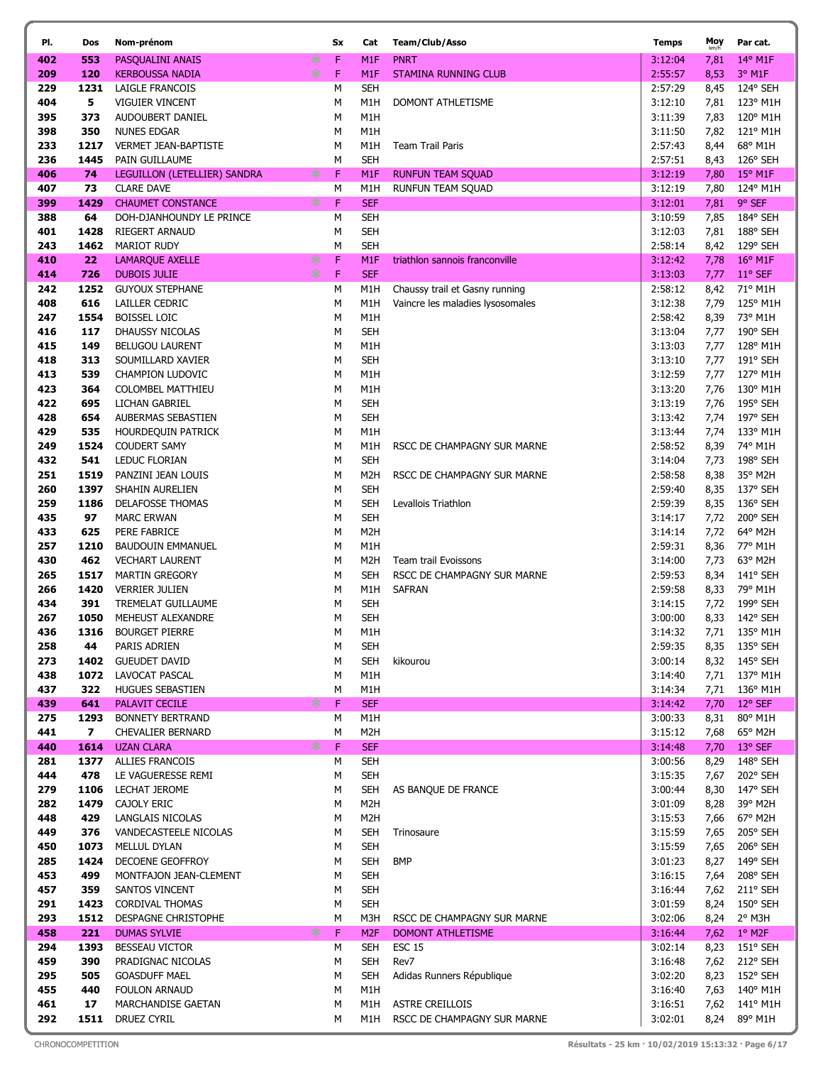| Pl. | Dos | Nom-prénom | Sx | Cat | Team/Club/Asso | Temps | Moy km/h | Par cat. |
|---|---|---|---|---|---|---|---|---|
| 402 | 553 | PASQUALINI ANAIS | F | M1F | PNRT | 3:12:04 | 7,81 | 14° M1F |
| 209 | 120 | KERBOUSSA NADIA | F | M1F | STAMINA RUNNING CLUB | 2:55:57 | 8,53 | 3° M1F |
| 229 | 1231 | LAIGLE FRANCOIS | M | SEH | | 2:57:29 | 8,45 | 124° SEH |
| 404 | 5 | VIGUIER VINCENT | M | M1H | DOMONT ATHLETISME | 3:12:10 | 7,81 | 123° M1H |
| 395 | 373 | AUDOUBERT DANIEL | M | M1H | | 3:11:39 | 7,83 | 120° M1H |
| 398 | 350 | NUNES EDGAR | M | M1H | | 3:11:50 | 7,82 | 121° M1H |
| 233 | 1217 | VERMET JEAN-BAPTISTE | M | M1H | Team Trail Paris | 2:57:43 | 8,44 | 68° M1H |
| 236 | 1445 | PAIN GUILLAUME | M | SEH | | 2:57:51 | 8,43 | 126° SEH |
| 406 | 74 | LEGUILLON (LETELLIER) SANDRA | F | M1F | RUNFUN TEAM SQUAD | 3:12:19 | 7,80 | 15° M1F |
| 407 | 73 | CLARE DAVE | M | M1H | RUNFUN TEAM SQUAD | 3:12:19 | 7,80 | 124° M1H |
| 399 | 1429 | CHAUMET CONSTANCE | F | SEF | | 3:12:01 | 7,81 | 9° SEF |
| 388 | 64 | DOH-DJANHOUNDY LE PRINCE | M | SEH | | 3:10:59 | 7,85 | 184° SEH |
| 401 | 1428 | RIEGERT ARNAUD | M | SEH | | 3:12:03 | 7,81 | 188° SEH |
| 243 | 1462 | MARIOT RUDY | M | SEH | | 2:58:14 | 8,42 | 129° SEH |
| 410 | 22 | LAMARQUE AXELLE | F | M1F | triathlon sannois franconville | 3:12:42 | 7,78 | 16° M1F |
| 414 | 726 | DUBOIS JULIE | F | SEF | | 3:13:03 | 7,77 | 11° SEF |
| 242 | 1252 | GUYOUX STEPHANE | M | M1H | Chaussy trail et Gasny running | 2:58:12 | 8,42 | 71° M1H |
| 408 | 616 | LAILLER CEDRIC | M | M1H | Vaincre les maladies lysosomales | 3:12:38 | 7,79 | 125° M1H |
| 247 | 1554 | BOISSEL LOIC | M | M1H | | 2:58:42 | 8,39 | 73° M1H |
| 416 | 117 | DHAUSSY NICOLAS | M | SEH | | 3:13:04 | 7,77 | 190° SEH |
| 415 | 149 | BELUGOU LAURENT | M | M1H | | 3:13:03 | 7,77 | 128° M1H |
| 418 | 313 | SOUMILLARD XAVIER | M | SEH | | 3:13:10 | 7,77 | 191° SEH |
| 413 | 539 | CHAMPION LUDOVIC | M | M1H | | 3:12:59 | 7,77 | 127° M1H |
| 423 | 364 | COLOMBEL MATTHIEU | M | M1H | | 3:13:20 | 7,76 | 130° M1H |
| 422 | 695 | LICHAN GABRIEL | M | SEH | | 3:13:19 | 7,76 | 195° SEH |
| 428 | 654 | AUBERMAS SEBASTIEN | M | SEH | | 3:13:42 | 7,74 | 197° SEH |
| 429 | 535 | HOURDEQUIN PATRICK | M | M1H | | 3:13:44 | 7,74 | 133° M1H |
| 249 | 1524 | COUDERT SAMY | M | M1H | RSCC DE CHAMPAGNY SUR MARNE | 2:58:52 | 8,39 | 74° M1H |
| 432 | 541 | LEDUC FLORIAN | M | SEH | | 3:14:04 | 7,73 | 198° SEH |
| 251 | 1519 | PANZINI JEAN LOUIS | M | M2H | RSCC DE CHAMPAGNY SUR MARNE | 2:58:58 | 8,38 | 35° M2H |
| 260 | 1397 | SHAHIN AURELIEN | M | SEH | | 2:59:40 | 8,35 | 137° SEH |
| 259 | 1186 | DELAFOSSE THOMAS | M | SEH | Levallois Triathlon | 2:59:39 | 8,35 | 136° SEH |
| 435 | 97 | MARC ERWAN | M | SEH | | 3:14:17 | 7,72 | 200° SEH |
| 433 | 625 | PERE FABRICE | M | M2H | | 3:14:14 | 7,72 | 64° M2H |
| 257 | 1210 | BAUDOUIN EMMANUEL | M | M1H | | 2:59:31 | 8,36 | 77° M1H |
| 430 | 462 | VECHART LAURENT | M | M2H | Team trail Evoissons | 3:14:00 | 7,73 | 63° M2H |
| 265 | 1517 | MARTIN GREGORY | M | SEH | RSCC DE CHAMPAGNY SUR MARNE | 2:59:53 | 8,34 | 141° SEH |
| 266 | 1420 | VERRIER JULIEN | M | M1H | SAFRAN | 2:59:58 | 8,33 | 79° M1H |
| 434 | 391 | TREMELAT GUILLAUME | M | SEH | | 3:14:15 | 7,72 | 199° SEH |
| 267 | 1050 | MEHEUST ALEXANDRE | M | SEH | | 3:00:00 | 8,33 | 142° SEH |
| 436 | 1316 | BOURGET PIERRE | M | M1H | | 3:14:32 | 7,71 | 135° M1H |
| 258 | 44 | PARIS ADRIEN | M | SEH | | 2:59:35 | 8,35 | 135° SEH |
| 273 | 1402 | GUEUDET DAVID | M | SEH | kikourou | 3:00:14 | 8,32 | 145° SEH |
| 438 | 1072 | LAVOCAT PASCAL | M | M1H | | 3:14:40 | 7,71 | 137° M1H |
| 437 | 322 | HUGUES SEBASTIEN | M | M1H | | 3:14:34 | 7,71 | 136° M1H |
| 439 | 641 | PALAVIT CECILE | F | SEF | | 3:14:42 | 7,70 | 12° SEF |
| 275 | 1293 | BONNETY BERTRAND | M | M1H | | 3:00:33 | 8,31 | 80° M1H |
| 441 | 7 | CHEVALIER BERNARD | M | M2H | | 3:15:12 | 7,68 | 65° M2H |
| 440 | 1614 | UZAN CLARA | F | SEF | | 3:14:48 | 7,70 | 13° SEF |
| 281 | 1377 | ALLIES FRANCOIS | M | SEH | | 3:00:56 | 8,29 | 148° SEH |
| 444 | 478 | LE VAGUERESSE REMI | M | SEH | | 3:15:35 | 7,67 | 202° SEH |
| 279 | 1106 | LECHAT JEROME | M | SEH | AS BANQUE DE FRANCE | 3:00:44 | 8,30 | 147° SEH |
| 282 | 1479 | CAJOLY ERIC | M | M2H | | 3:01:09 | 8,28 | 39° M2H |
| 448 | 429 | LANGLAIS NICOLAS | M | M2H | | 3:15:53 | 7,66 | 67° M2H |
| 449 | 376 | VANDECASTEELE NICOLAS | M | SEH | Trinosaure | 3:15:59 | 7,65 | 205° SEH |
| 450 | 1073 | MELLUL DYLAN | M | SEH | | 3:15:59 | 7,65 | 206° SEH |
| 285 | 1424 | DECOENE GEOFFROY | M | SEH | BMP | 3:01:23 | 8,27 | 149° SEH |
| 453 | 499 | MONTFAJON JEAN-CLEMENT | M | SEH | | 3:16:15 | 7,64 | 208° SEH |
| 457 | 359 | SANTOS VINCENT | M | SEH | | 3:16:44 | 7,62 | 211° SEH |
| 291 | 1423 | CORDIVAL THOMAS | M | SEH | | 3:01:59 | 8,24 | 150° SEH |
| 293 | 1512 | DESPAGNE CHRISTOPHE | M | M3H | RSCC DE CHAMPAGNY SUR MARNE | 3:02:06 | 8,24 | 2° M3H |
| 458 | 221 | DUMAS SYLVIE | F | M2F | DOMONT ATHLETISME | 3:16:44 | 7,62 | 1° M2F |
| 294 | 1393 | BESSEAU VICTOR | M | SEH | ESC 15 | 3:02:14 | 8,23 | 151° SEH |
| 459 | 390 | PRADIGNAC NICOLAS | M | SEH | Rev7 | 3:16:48 | 7,62 | 212° SEH |
| 295 | 505 | GOASDUFF MAEL | M | SEH | Adidas Runners République | 3:02:20 | 8,23 | 152° SEH |
| 455 | 440 | FOULON ARNAUD | M | M1H | | 3:16:40 | 7,63 | 140° M1H |
| 461 | 17 | MARCHANDISE GAETAN | M | M1H | ASTRE CREILLOIS | 3:16:51 | 7,62 | 141° M1H |
| 292 | 1511 | DRUEZ CYRIL | M | M1H | RSCC DE CHAMPAGNY SUR MARNE | 3:02:01 | 8,24 | 89° M1H |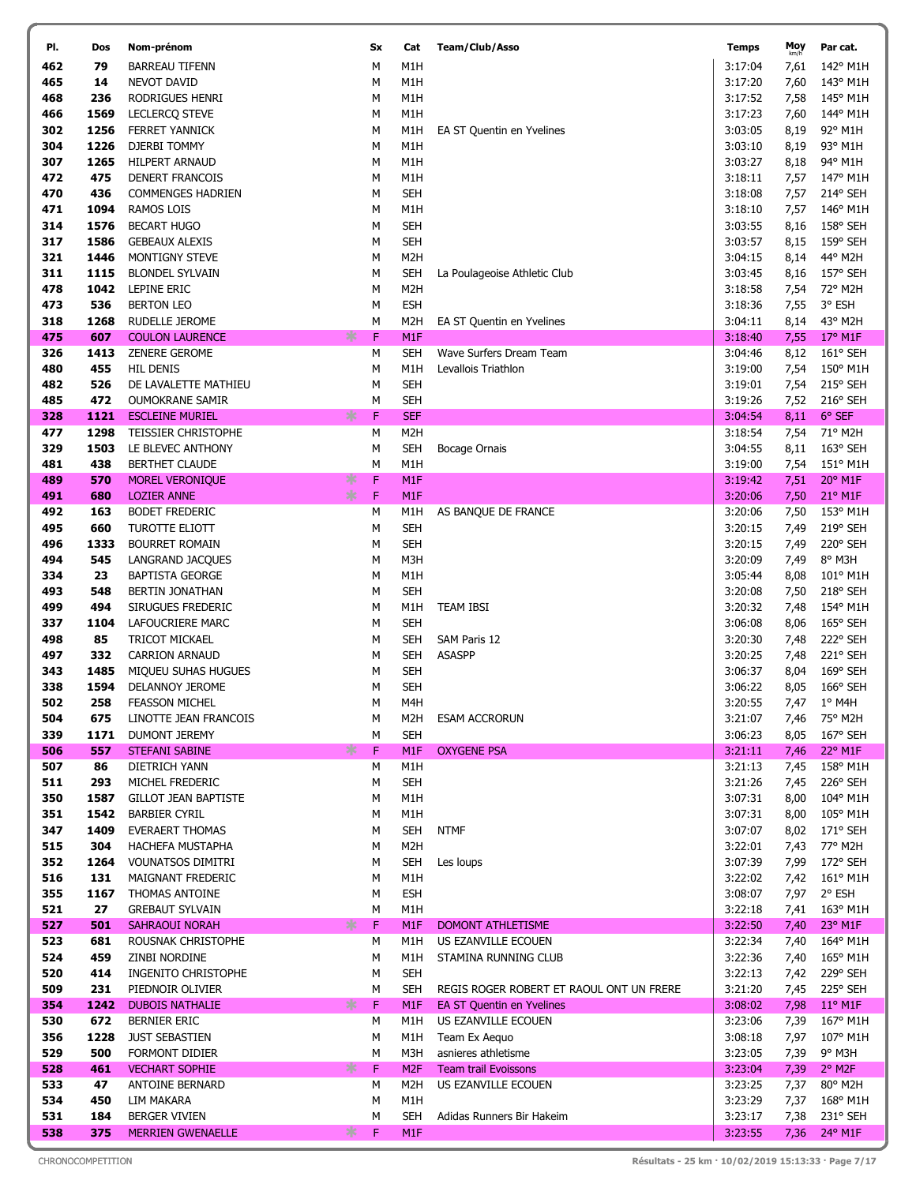| Pl. | Dos | Nom-prénom | Sx | Cat | Team/Club/Asso | Temps | Moy km/h | Par cat. |
|---|---|---|---|---|---|---|---|---|
| 462 | 79 | BARREAU TIFENN | M | M1H | | 3:17:04 | 7,61 | 142° M1H |
| 465 | 14 | NEVOT DAVID | M | M1H | | 3:17:20 | 7,60 | 143° M1H |
| 468 | 236 | RODRIGUES HENRI | M | M1H | | 3:17:52 | 7,58 | 145° M1H |
| 466 | 1569 | LECLERCQ STEVE | M | M1H | | 3:17:23 | 7,60 | 144° M1H |
| 302 | 1256 | FERRET YANNICK | M | M1H | EA ST Quentin en Yvelines | 3:03:05 | 8,19 | 92° M1H |
| 304 | 1226 | DJERBI TOMMY | M | M1H | | 3:03:10 | 8,19 | 93° M1H |
| 307 | 1265 | HILPERT ARNAUD | M | M1H | | 3:03:27 | 8,18 | 94° M1H |
| 472 | 475 | DENERT FRANCOIS | M | M1H | | 3:18:11 | 7,57 | 147° M1H |
| 470 | 436 | COMMENGES HADRIEN | M | SEH | | 3:18:08 | 7,57 | 214° SEH |
| 471 | 1094 | RAMOS LOIS | M | M1H | | 3:18:10 | 7,57 | 146° M1H |
| 314 | 1576 | BECART HUGO | M | SEH | | 3:03:55 | 8,16 | 158° SEH |
| 317 | 1586 | GEBEAUX ALEXIS | M | SEH | | 3:03:57 | 8,15 | 159° SEH |
| 321 | 1446 | MONTIGNY STEVE | M | M2H | | 3:04:15 | 8,14 | 44° M2H |
| 311 | 1115 | BLONDEL SYLVAIN | M | SEH | La Poulageoise Athletic Club | 3:03:45 | 8,16 | 157° SEH |
| 478 | 1042 | LEPINE ERIC | M | M2H | | 3:18:58 | 7,54 | 72° M2H |
| 473 | 536 | BERTON LEO | M | ESH | | 3:18:36 | 7,55 | 3° ESH |
| 318 | 1268 | RUDELLE JEROME | M | M2H | EA ST Quentin en Yvelines | 3:04:11 | 8,14 | 43° M2H |
| 475 | 607 | COULON LAURENCE | F | M1F | | 3:18:40 | 7,55 | 17° M1F |
| 326 | 1413 | ZENERE GEROME | M | SEH | Wave Surfers Dream Team | 3:04:46 | 8,12 | 161° SEH |
| 480 | 455 | HIL DENIS | M | M1H | Levallois Triathlon | 3:19:00 | 7,54 | 150° M1H |
| 482 | 526 | DE LAVALETTE MATHIEU | M | SEH | | 3:19:01 | 7,54 | 215° SEH |
| 485 | 472 | OUMOKRANE SAMIR | M | SEH | | 3:19:26 | 7,52 | 216° SEH |
| 328 | 1121 | ESCLEINE MURIEL | F | SEF | | 3:04:54 | 8,11 | 6° SEF |
| 477 | 1298 | TEISSIER CHRISTOPHE | M | M2H | | 3:18:54 | 7,54 | 71° M2H |
| 329 | 1503 | LE BLEVEC ANTHONY | M | SEH | Bocage Ornais | 3:04:55 | 8,11 | 163° SEH |
| 481 | 438 | BERTHET CLAUDE | M | M1H | | 3:19:00 | 7,54 | 151° M1H |
| 489 | 570 | MOREL VERONIQUE | F | M1F | | 3:19:42 | 7,51 | 20° M1F |
| 491 | 680 | LOZIER ANNE | F | M1F | | 3:20:06 | 7,50 | 21° M1F |
| 492 | 163 | BODET FREDERIC | M | M1H | AS BANQUE DE FRANCE | 3:20:06 | 7,50 | 153° M1H |
| 495 | 660 | TUROTTE ELIOTT | M | SEH | | 3:20:15 | 7,49 | 219° SEH |
| 496 | 1333 | BOURRET ROMAIN | M | SEH | | 3:20:15 | 7,49 | 220° SEH |
| 494 | 545 | LANGRAND JACQUES | M | M3H | | 3:20:09 | 7,49 | 8° M3H |
| 334 | 23 | BAPTISTA GEORGE | M | M1H | | 3:05:44 | 8,08 | 101° M1H |
| 493 | 548 | BERTIN JONATHAN | M | SEH | | 3:20:08 | 7,50 | 218° SEH |
| 499 | 494 | SIRUGUES FREDERIC | M | M1H | TEAM IBSI | 3:20:32 | 7,48 | 154° M1H |
| 337 | 1104 | LAFOUCRIERE MARC | M | SEH | | 3:06:08 | 8,06 | 165° SEH |
| 498 | 85 | TRICOT MICKAEL | M | SEH | SAM Paris 12 | 3:20:30 | 7,48 | 222° SEH |
| 497 | 332 | CARRION ARNAUD | M | SEH | ASAPP | 3:20:25 | 7,48 | 221° SEH |
| 343 | 1485 | MIQUEU SUHAS HUGUES | M | SEH | | 3:06:37 | 8,04 | 169° SEH |
| 338 | 1594 | DELANNOY JEROME | M | SEH | | 3:06:22 | 8,05 | 166° SEH |
| 502 | 258 | FEASSON MICHEL | M | M4H | | 3:20:55 | 7,47 | 1° M4H |
| 504 | 675 | LINOTTE JEAN FRANCOIS | M | M2H | ESAM ACCRORUN | 3:21:07 | 7,46 | 75° M2H |
| 339 | 1171 | DUMONT JEREMY | M | SEH | | 3:06:23 | 8,05 | 167° SEH |
| 506 | 557 | STEFANI SABINE | F | M1F | OXYGENE PSA | 3:21:11 | 7,46 | 22° M1F |
| 507 | 86 | DIETRICH YANN | M | M1H | | 3:21:13 | 7,45 | 158° M1H |
| 511 | 293 | MICHEL FREDERIC | M | SEH | | 3:21:26 | 7,45 | 226° SEH |
| 350 | 1587 | GILLOT JEAN BAPTISTE | M | M1H | | 3:07:31 | 8,00 | 104° M1H |
| 351 | 1542 | BARBIER CYRIL | M | M1H | | 3:07:31 | 8,00 | 105° M1H |
| 347 | 1409 | EVERAERT THOMAS | M | SEH | NTMF | 3:07:07 | 8,02 | 171° SEH |
| 515 | 304 | HACHEFA MUSTAPHA | M | M2H | | 3:22:01 | 7,43 | 77° M2H |
| 352 | 1264 | VOUNATSOS DIMITRI | M | SEH | Les loups | 3:07:39 | 7,99 | 172° SEH |
| 516 | 131 | MAIGNANT FREDERIC | M | M1H | | 3:22:02 | 7,42 | 161° M1H |
| 355 | 1167 | THOMAS ANTOINE | M | ESH | | 3:08:07 | 7,97 | 2° ESH |
| 521 | 27 | GREBAUT SYLVAIN | M | M1H | | 3:22:18 | 7,41 | 163° M1H |
| 527 | 501 | SAHRAOUI NORAH | F | M1F | DOMONT ATHLETISME | 3:22:50 | 7,40 | 23° M1F |
| 523 | 681 | ROUSNAK CHRISTOPHE | M | M1H | US EZANVILLE ECOUEN | 3:22:34 | 7,40 | 164° M1H |
| 524 | 459 | ZINBI NORDINE | M | M1H | STAMINA RUNNING CLUB | 3:22:36 | 7,40 | 165° M1H |
| 520 | 414 | INGENITO CHRISTOPHE | M | SEH | | 3:22:13 | 7,42 | 229° SEH |
| 509 | 231 | PIEDNOIR OLIVIER | M | SEH | REGIS ROGER ROBERT ET RAOUL ONT UN FRERE | 3:21:20 | 7,45 | 225° SEH |
| 354 | 1242 | DUBOIS NATHALIE | F | M1F | EA ST Quentin en Yvelines | 3:08:02 | 7,98 | 11° M1F |
| 530 | 672 | BERNIER ERIC | M | M1H | US EZANVILLE ECOUEN | 3:23:06 | 7,39 | 167° M1H |
| 356 | 1228 | JUST SEBASTIEN | M | M1H | Team Ex Aequo | 3:08:18 | 7,97 | 107° M1H |
| 529 | 500 | FORMONT DIDIER | M | M3H | asnieres athletisme | 3:23:05 | 7,39 | 9° M3H |
| 528 | 461 | VECHART SOPHIE | F | M2F | Team trail Evoissons | 3:23:04 | 7,39 | 2° M2F |
| 533 | 47 | ANTOINE BERNARD | M | M2H | US EZANVILLE ECOUEN | 3:23:25 | 7,37 | 80° M2H |
| 534 | 450 | LIM MAKARA | M | M1H | | 3:23:29 | 7,37 | 168° M1H |
| 531 | 184 | BERGER VIVIEN | M | SEH | Adidas Runners Bir Hakeim | 3:23:17 | 7,38 | 231° SEH |
| 538 | 375 | MERRIEN GWENAELLE | F | M1F | | 3:23:55 | 7,36 | 24° M1F |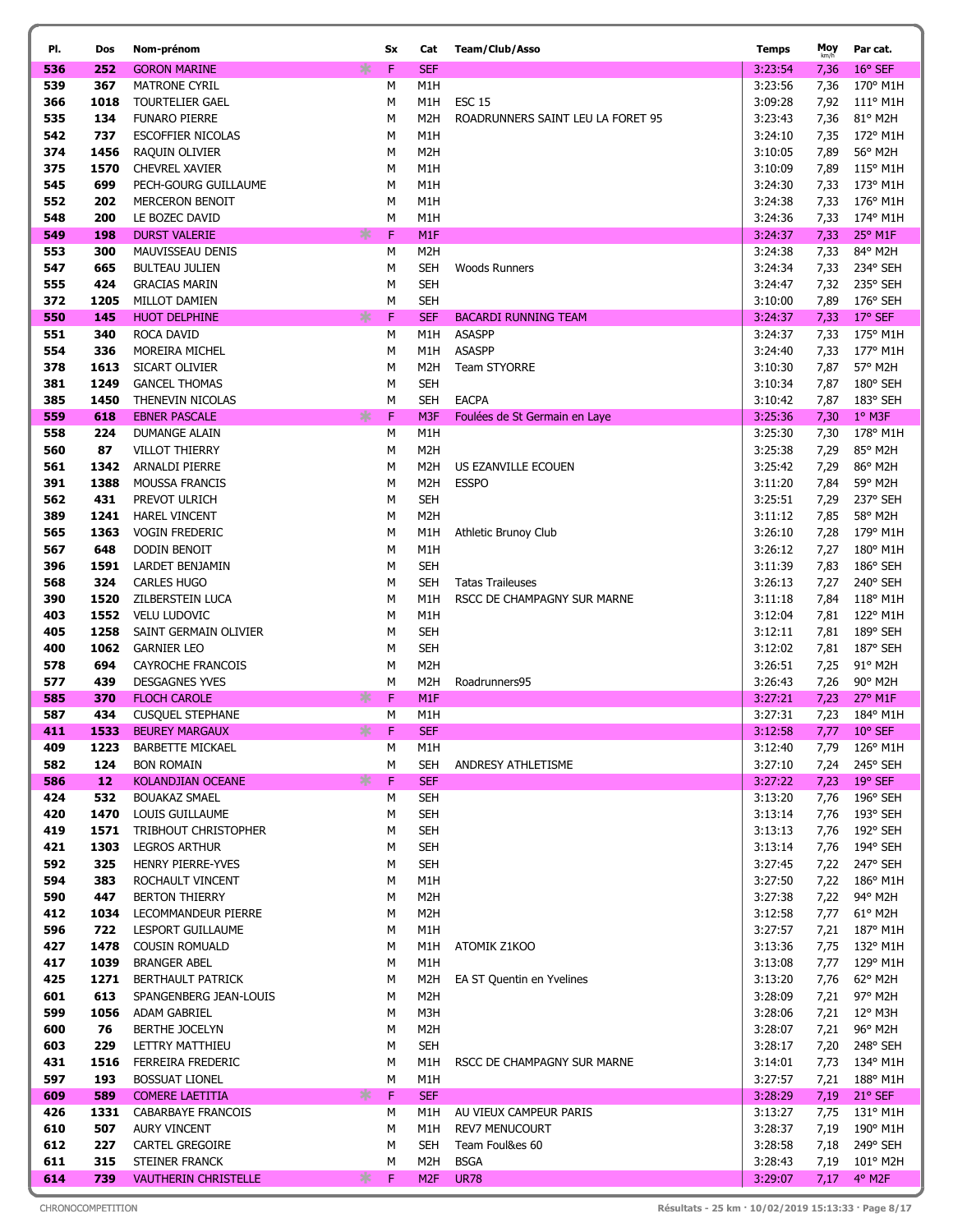| Pl. | Dos | Nom-prénom | Sx | Cat | Team/Club/Asso | Temps | Moy km/h | Par cat. |
|---|---|---|---|---|---|---|---|---|
| 536 | 252 | GORON MARINE | F | SEF | | 3:23:54 | 7,36 | 16° SEF |
| 539 | 367 | MATRONE CYRIL | M | M1H | | 3:23:56 | 7,36 | 170° M1H |
| 366 | 1018 | TOURTELIER GAEL | M | M1H | ESC 15 | 3:09:28 | 7,92 | 111° M1H |
| 535 | 134 | FUNARO PIERRE | M | M2H | ROADRUNNERS SAINT LEU LA FORET 95 | 3:23:43 | 7,36 | 81° M2H |
| 542 | 737 | ESCOFFIER NICOLAS | M | M1H | | 3:24:10 | 7,35 | 172° M1H |
| 374 | 1456 | RAQUIN OLIVIER | M | M2H | | 3:10:05 | 7,89 | 56° M2H |
| 375 | 1570 | CHEVREL XAVIER | M | M1H | | 3:10:09 | 7,89 | 115° M1H |
| 545 | 699 | PECH-GOURG GUILLAUME | M | M1H | | 3:24:30 | 7,33 | 173° M1H |
| 552 | 202 | MERCERON BENOIT | M | M1H | | 3:24:38 | 7,33 | 176° M1H |
| 548 | 200 | LE BOZEC DAVID | M | M1H | | 3:24:36 | 7,33 | 174° M1H |
| 549 | 198 | DURST VALERIE | F | M1F | | 3:24:37 | 7,33 | 25° M1F |
| 553 | 300 | MAUVISSEAU DENIS | M | M2H | | 3:24:38 | 7,33 | 84° M2H |
| 547 | 665 | BULTEAU JULIEN | M | SEH | Woods Runners | 3:24:34 | 7,33 | 234° SEH |
| 555 | 424 | GRACIAS MARIN | M | SEH | | 3:24:47 | 7,32 | 235° SEH |
| 372 | 1205 | MILLOT DAMIEN | M | SEH | | 3:10:00 | 7,89 | 176° SEH |
| 550 | 145 | HUOT DELPHINE | F | SEF | BACARDI RUNNING TEAM | 3:24:37 | 7,33 | 17° SEF |
| 551 | 340 | ROCA DAVID | M | M1H | ASASPP | 3:24:37 | 7,33 | 175° M1H |
| 554 | 336 | MOREIRA MICHEL | M | M1H | ASASPP | 3:24:40 | 7,33 | 177° M1H |
| 378 | 1613 | SICART OLIVIER | M | M2H | Team STYORRE | 3:10:30 | 7,87 | 57° M2H |
| 381 | 1249 | GANCEL THOMAS | M | SEH | | 3:10:34 | 7,87 | 180° SEH |
| 385 | 1450 | THENEVIN NICOLAS | M | SEH | EACPA | 3:10:42 | 7,87 | 183° SEH |
| 559 | 618 | EBNER PASCALE | F | M3F | Foulées de St Germain en Laye | 3:25:36 | 7,30 | 1° M3F |
| 558 | 224 | DUMANGE ALAIN | M | M1H | | 3:25:30 | 7,30 | 178° M1H |
| 560 | 87 | VILLOT THIERRY | M | M2H | | 3:25:38 | 7,29 | 85° M2H |
| 561 | 1342 | ARNALDI PIERRE | M | M2H | US EZANVILLE ECOUEN | 3:25:42 | 7,29 | 86° M2H |
| 391 | 1388 | MOUSSA FRANCIS | M | M2H | ESSPO | 3:11:20 | 7,84 | 59° M2H |
| 562 | 431 | PREVOT ULRICH | M | SEH | | 3:25:51 | 7,29 | 237° SEH |
| 389 | 1241 | HAREL VINCENT | M | M2H | | 3:11:12 | 7,85 | 58° M2H |
| 565 | 1363 | VOGIN FREDERIC | M | M1H | Athletic Brunoy Club | 3:26:10 | 7,28 | 179° M1H |
| 567 | 648 | DODIN BENOIT | M | M1H | | 3:26:12 | 7,27 | 180° M1H |
| 396 | 1591 | LARDET BENJAMIN | M | SEH | | 3:11:39 | 7,83 | 186° SEH |
| 568 | 324 | CARLES HUGO | M | SEH | Tatas Traileuses | 3:26:13 | 7,27 | 240° SEH |
| 390 | 1520 | ZILBERSTEIN LUCA | M | M1H | RSCC DE CHAMPAGNY SUR MARNE | 3:11:18 | 7,84 | 118° M1H |
| 403 | 1552 | VELU LUDOVIC | M | M1H | | 3:12:04 | 7,81 | 122° M1H |
| 405 | 1258 | SAINT GERMAIN OLIVIER | M | SEH | | 3:12:11 | 7,81 | 189° SEH |
| 400 | 1062 | GARNIER LEO | M | SEH | | 3:12:02 | 7,81 | 187° SEH |
| 578 | 694 | CAYROCHE FRANCOIS | M | M2H | | 3:26:51 | 7,25 | 91° M2H |
| 577 | 439 | DESGAGNES YVES | M | M2H | Roadrunners95 | 3:26:43 | 7,26 | 90° M2H |
| 585 | 370 | FLOCH CAROLE | F | M1F | | 3:27:21 | 7,23 | 27° M1F |
| 587 | 434 | CUSQUEL STEPHANE | M | M1H | | 3:27:31 | 7,23 | 184° M1H |
| 411 | 1533 | BEUREY MARGAUX | F | SEF | | 3:12:58 | 7,77 | 10° SEF |
| 409 | 1223 | BARBETTE MICKAEL | M | M1H | | 3:12:40 | 7,79 | 126° M1H |
| 582 | 124 | BON ROMAIN | M | SEH | ANDRESY ATHLETISME | 3:27:10 | 7,24 | 245° SEH |
| 586 | 12 | KOLANDJIAN OCEANE | F | SEF | | 3:27:22 | 7,23 | 19° SEF |
| 424 | 532 | BOUAKAZ SMAEL | M | SEH | | 3:13:20 | 7,76 | 196° SEH |
| 420 | 1470 | LOUIS GUILLAUME | M | SEH | | 3:13:14 | 7,76 | 193° SEH |
| 419 | 1571 | TRIBHOUT CHRISTOPHER | M | SEH | | 3:13:13 | 7,76 | 192° SEH |
| 421 | 1303 | LEGROS ARTHUR | M | SEH | | 3:13:14 | 7,76 | 194° SEH |
| 592 | 325 | HENRY PIERRE-YVES | M | SEH | | 3:27:45 | 7,22 | 247° SEH |
| 594 | 383 | ROCHAULT VINCENT | M | M1H | | 3:27:50 | 7,22 | 186° M1H |
| 590 | 447 | BERTON THIERRY | M | M2H | | 3:27:38 | 7,22 | 94° M2H |
| 412 | 1034 | LECOMMANDEUR PIERRE | M | M2H | | 3:12:58 | 7,77 | 61° M2H |
| 596 | 722 | LESPORT GUILLAUME | M | M1H | | 3:27:57 | 7,21 | 187° M1H |
| 427 | 1478 | COUSIN ROMUALD | M | M1H | ATOMIK Z1KOO | 3:13:36 | 7,75 | 132° M1H |
| 417 | 1039 | BRANGER ABEL | M | M1H | | 3:13:08 | 7,77 | 129° M1H |
| 425 | 1271 | BERTHAULT PATRICK | M | M2H | EA ST Quentin en Yvelines | 3:13:20 | 7,76 | 62° M2H |
| 601 | 613 | SPANGENBERG JEAN-LOUIS | M | M2H | | 3:28:09 | 7,21 | 97° M2H |
| 599 | 1056 | ADAM GABRIEL | M | M3H | | 3:28:06 | 7,21 | 12° M3H |
| 600 | 76 | BERTHE JOCELYN | M | M2H | | 3:28:07 | 7,21 | 96° M2H |
| 603 | 229 | LETTRY MATTHIEU | M | SEH | | 3:28:17 | 7,20 | 248° SEH |
| 431 | 1516 | FERREIRA FREDERIC | M | M1H | RSCC DE CHAMPAGNY SUR MARNE | 3:14:01 | 7,73 | 134° M1H |
| 597 | 193 | BOSSUAT LIONEL | M | M1H | | 3:27:57 | 7,21 | 188° M1H |
| 609 | 589 | COMERE LAETITIA | F | SEF | | 3:28:29 | 7,19 | 21° SEF |
| 426 | 1331 | CABARBAYE FRANCOIS | M | M1H | AU VIEUX CAMPEUR PARIS | 3:13:27 | 7,75 | 131° M1H |
| 610 | 507 | AURY VINCENT | M | M1H | REV7 MENUCOURT | 3:28:37 | 7,19 | 190° M1H |
| 612 | 227 | CARTEL GREGOIRE | M | SEH | Team Foul&es 60 | 3:28:58 | 7,18 | 249° SEH |
| 611 | 315 | STEINER FRANCK | M | M2H | BSGA | 3:28:43 | 7,19 | 101° M2H |
| 614 | 739 | VAUTHERIN CHRISTELLE | F | M2F | UR78 | 3:29:07 | 7,17 | 4° M2F |

CHRONOCOMPETITION — Résultats - 25 km · 10/02/2019 15:13:33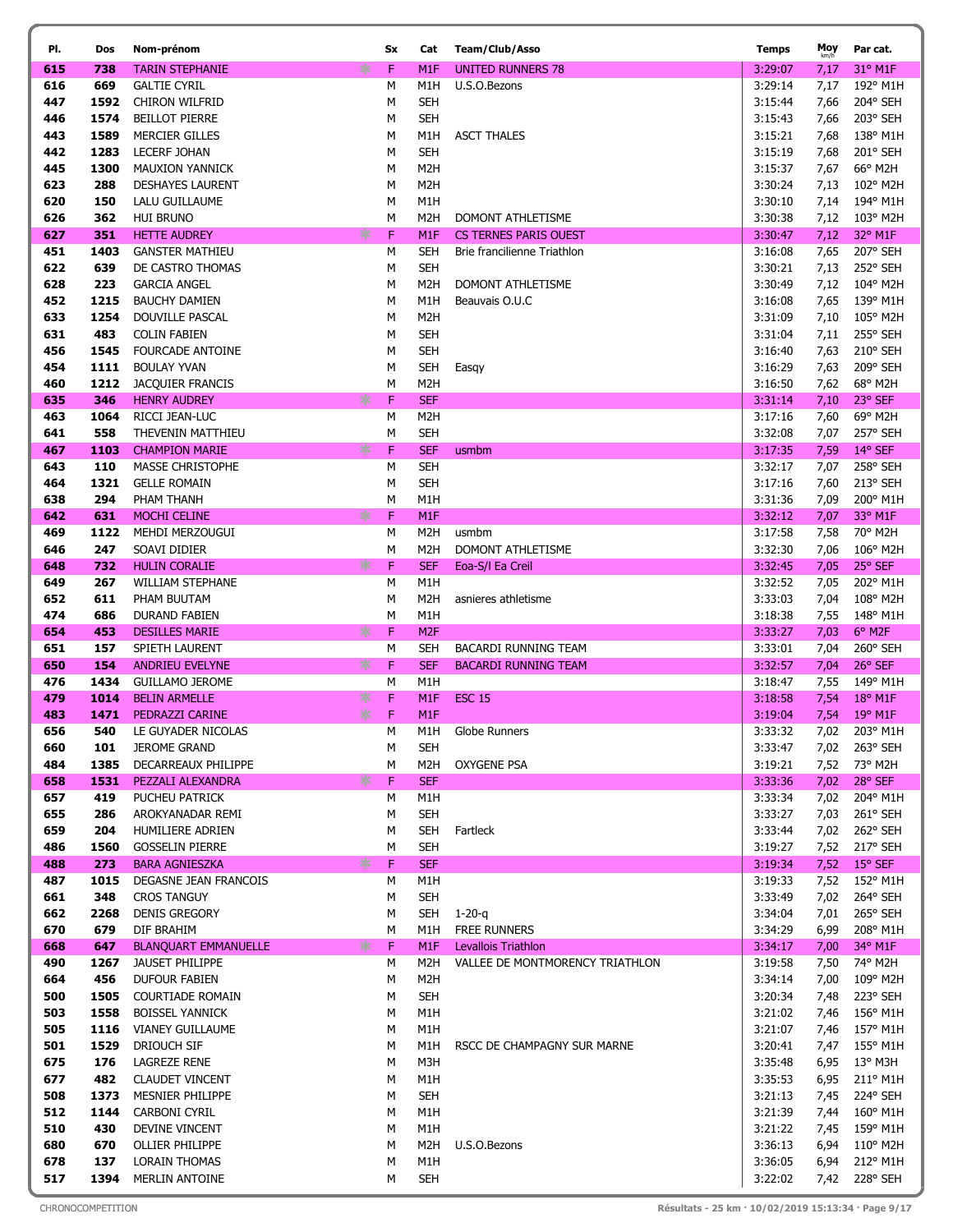| Pl. | Dos | Nom-prénom | Sx | Cat | Team/Club/Asso | Temps | Moy km/h | Par cat. |
|---|---|---|---|---|---|---|---|---|
| 615 | 738 | TARIN STEPHANIE | F | M1F | UNITED RUNNERS 78 | 3:29:07 | 7,17 | 31° M1F |
| 616 | 669 | GALTIE CYRIL | M | M1H | U.S.O.Bezons | 3:29:14 | 7,17 | 192° M1H |
| 447 | 1592 | CHIRON WILFRID | M | SEH | | 3:15:44 | 7,66 | 204° SEH |
| 446 | 1574 | BEILLOT PIERRE | M | SEH | | 3:15:43 | 7,66 | 203° SEH |
| 443 | 1589 | MERCIER GILLES | M | M1H | ASCT THALES | 3:15:21 | 7,68 | 138° M1H |
| 442 | 1283 | LECERF JOHAN | M | SEH | | 3:15:19 | 7,68 | 201° SEH |
| 445 | 1300 | MAUXION YANNICK | M | M2H | | 3:15:37 | 7,67 | 66° M2H |
| 623 | 288 | DESHAYES LAURENT | M | M2H | | 3:30:24 | 7,13 | 102° M2H |
| 620 | 150 | LALU GUILLAUME | M | M1H | | 3:30:10 | 7,14 | 194° M1H |
| 626 | 362 | HUI BRUNO | M | M2H | DOMONT ATHLETISME | 3:30:38 | 7,12 | 103° M2H |
| 627 | 351 | HETTE AUDREY | F | M1F | CS TERNES PARIS OUEST | 3:30:47 | 7,12 | 32° M1F |
| 451 | 1403 | GANSTER MATHIEU | M | SEH | Brie francilienne Triathlon | 3:16:08 | 7,65 | 207° SEH |
| 622 | 639 | DE CASTRO THOMAS | M | SEH | | 3:30:21 | 7,13 | 252° SEH |
| 628 | 223 | GARCIA ANGEL | M | M2H | DOMONT ATHLETISME | 3:30:49 | 7,12 | 104° M2H |
| 452 | 1215 | BAUCHY DAMIEN | M | M1H | Beauvais O.U.C | 3:16:08 | 7,65 | 139° M1H |
| 633 | 1254 | DOUVILLE PASCAL | M | M2H | | 3:31:09 | 7,10 | 105° M2H |
| 631 | 483 | COLIN FABIEN | M | SEH | | 3:31:04 | 7,11 | 255° SEH |
| 456 | 1545 | FOURCADE ANTOINE | M | SEH | | 3:16:40 | 7,63 | 210° SEH |
| 454 | 1111 | BOULAY YVAN | M | SEH | Easqy | 3:16:29 | 7,63 | 209° SEH |
| 460 | 1212 | JACQUIER FRANCIS | M | M2H | | 3:16:50 | 7,62 | 68° M2H |
| 635 | 346 | HENRY AUDREY | F | SEF | | 3:31:14 | 7,10 | 23° SEF |
| 463 | 1064 | RICCI JEAN-LUC | M | M2H | | 3:17:16 | 7,60 | 69° M2H |
| 641 | 558 | THEVENIN MATTHIEU | M | SEH | | 3:32:08 | 7,07 | 257° SEH |
| 467 | 1103 | CHAMPION MARIE | F | SEF | usmbm | 3:17:35 | 7,59 | 14° SEF |
| 643 | 110 | MASSE CHRISTOPHE | M | SEH | | 3:32:17 | 7,07 | 258° SEH |
| 464 | 1321 | GELLE ROMAIN | M | SEH | | 3:17:16 | 7,60 | 213° SEH |
| 638 | 294 | PHAM THANH | M | M1H | | 3:31:36 | 7,09 | 200° M1H |
| 642 | 631 | MOCHI CELINE | F | M1F | | 3:32:12 | 7,07 | 33° M1F |
| 469 | 1122 | MEHDI MERZOUGUI | M | M2H | usmbm | 3:17:58 | 7,58 | 70° M2H |
| 646 | 247 | SOAVI DIDIER | M | M2H | DOMONT ATHLETISME | 3:32:30 | 7,06 | 106° M2H |
| 648 | 732 | HULIN CORALIE | F | SEF | Eoa-S/l Ea Creil | 3:32:45 | 7,05 | 25° SEF |
| 649 | 267 | WILLIAM STEPHANE | M | M1H | | 3:32:52 | 7,05 | 202° M1H |
| 652 | 611 | PHAM BUUTAM | M | M2H | asnieres athletisme | 3:33:03 | 7,04 | 108° M2H |
| 474 | 686 | DURAND FABIEN | M | M1H | | 3:18:38 | 7,55 | 148° M1H |
| 654 | 453 | DESILLES MARIE | F | M2F | | 3:33:27 | 7,03 | 6° M2F |
| 651 | 157 | SPIETH LAURENT | M | SEH | BACARDI RUNNING TEAM | 3:33:01 | 7,04 | 260° SEH |
| 650 | 154 | ANDRIEU EVELYNE | F | SEF | BACARDI RUNNING TEAM | 3:32:57 | 7,04 | 26° SEF |
| 476 | 1434 | GUILLAMO JEROME | M | M1H | | 3:18:47 | 7,55 | 149° M1H |
| 479 | 1014 | BELIN ARMELLE | F | M1F | ESC 15 | 3:18:58 | 7,54 | 18° M1F |
| 483 | 1471 | PEDRAZZI CARINE | F | M1F | | 3:19:04 | 7,54 | 19° M1F |
| 656 | 540 | LE GUYADER NICOLAS | M | M1H | Globe Runners | 3:33:32 | 7,02 | 203° M1H |
| 660 | 101 | JEROME GRAND | M | SEH | | 3:33:47 | 7,02 | 263° SEH |
| 484 | 1385 | DECARREAUX PHILIPPE | M | M2H | OXYGENE PSA | 3:19:21 | 7,52 | 73° M2H |
| 658 | 1531 | PEZZALI ALEXANDRA | F | SEF | | 3:33:36 | 7,02 | 28° SEF |
| 657 | 419 | PUCHEU PATRICK | M | M1H | | 3:33:34 | 7,02 | 204° M1H |
| 655 | 286 | AROKYANADAR REMI | M | SEH | | 3:33:27 | 7,03 | 261° SEH |
| 659 | 204 | HUMILIERE ADRIEN | M | SEH | Fartleck | 3:33:44 | 7,02 | 262° SEH |
| 486 | 1560 | GOSSELIN PIERRE | M | SEH | | 3:19:27 | 7,52 | 217° SEH |
| 488 | 273 | BARA AGNIESZKA | F | SEF | | 3:19:34 | 7,52 | 15° SEF |
| 487 | 1015 | DEGASNE JEAN FRANCOIS | M | M1H | | 3:19:33 | 7,52 | 152° M1H |
| 661 | 348 | CROS TANGUY | M | SEH | | 3:33:49 | 7,02 | 264° SEH |
| 662 | 2268 | DENIS GREGORY | M | SEH | 1-20-q | 3:34:04 | 7,01 | 265° SEH |
| 670 | 679 | DIF BRAHIM | M | M1H | FREE RUNNERS | 3:34:29 | 6,99 | 208° M1H |
| 668 | 647 | BLANQUART EMMANUELLE | F | M1F | Levallois Triathlon | 3:34:17 | 7,00 | 34° M1F |
| 490 | 1267 | JAUSET PHILIPPE | M | M2H | VALLEE DE MONTMORENCY TRIATHLON | 3:19:58 | 7,50 | 74° M2H |
| 664 | 456 | DUFOUR FABIEN | M | M2H | | 3:34:14 | 7,00 | 109° M2H |
| 500 | 1505 | COURTIADE ROMAIN | M | SEH | | 3:20:34 | 7,48 | 223° SEH |
| 503 | 1558 | BOISSEL YANNICK | M | M1H | | 3:21:02 | 7,46 | 156° M1H |
| 505 | 1116 | VIANEY GUILLAUME | M | M1H | | 3:21:07 | 7,46 | 157° M1H |
| 501 | 1529 | DRIOUCH SIF | M | M1H | RSCC DE CHAMPAGNY SUR MARNE | 3:20:41 | 7,47 | 155° M1H |
| 675 | 176 | LAGREZE RENE | M | M3H | | 3:35:48 | 6,95 | 13° M3H |
| 677 | 482 | CLAUDET VINCENT | M | M1H | | 3:35:53 | 6,95 | 211° M1H |
| 508 | 1373 | MESNIER PHILIPPE | M | SEH | | 3:21:13 | 7,45 | 224° SEH |
| 512 | 1144 | CARBONI CYRIL | M | M1H | | 3:21:39 | 7,44 | 160° M1H |
| 510 | 430 | DEVINE VINCENT | M | M1H | | 3:21:22 | 7,45 | 159° M1H |
| 680 | 670 | OLLIER PHILIPPE | M | M2H | U.S.O.Bezons | 3:36:13 | 6,94 | 110° M2H |
| 678 | 137 | LORAIN THOMAS | M | M1H | | 3:36:05 | 6,94 | 212° M1H |
| 517 | 1394 | MERLIN ANTOINE | M | SEH | | 3:22:02 | 7,42 | 228° SEH |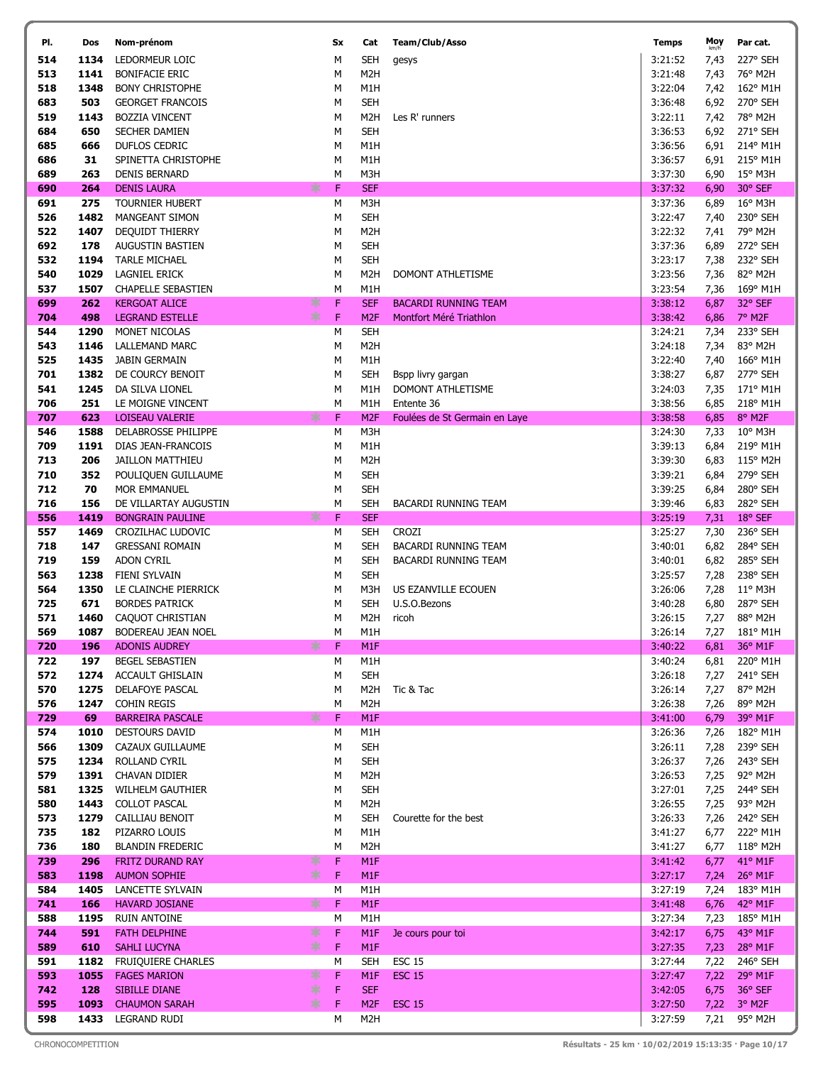| Pl. | Dos | Nom-prénom | Sx | Cat | Team/Club/Asso | Temps | Moy km/h | Par cat. |
|---|---|---|---|---|---|---|---|---|
| 514 | 1134 | LEDORMEUR LOIC | M | SEH | gesys | 3:21:52 | 7,43 | 227° SEH |
| 513 | 1141 | BONIFACIE ERIC | M | M2H | | 3:21:48 | 7,43 | 76° M2H |
| 518 | 1348 | BONY CHRISTOPHE | M | M1H | | 3:22:04 | 7,42 | 162° M1H |
| 683 | 503 | GEORGET FRANCOIS | M | SEH | | 3:36:48 | 6,92 | 270° SEH |
| 519 | 1143 | BOZZIA VINCENT | M | M2H | Les R' runners | 3:22:11 | 7,42 | 78° M2H |
| 684 | 650 | SECHER DAMIEN | M | SEH | | 3:36:53 | 6,92 | 271° SEH |
| 685 | 666 | DUFLOS CEDRIC | M | M1H | | 3:36:56 | 6,91 | 214° M1H |
| 686 | 31 | SPINETTA CHRISTOPHE | M | M1H | | 3:36:57 | 6,91 | 215° M1H |
| 689 | 263 | DENIS BERNARD | M | M3H | | 3:37:30 | 6,90 | 15° M3H |
| 690 | 264 | DENIS LAURA | F | SEF | | 3:37:32 | 6,90 | 30° SEF |
| 691 | 275 | TOURNIER HUBERT | M | M3H | | 3:37:36 | 6,89 | 16° M3H |
| 526 | 1482 | MANGEANT SIMON | M | SEH | | 3:22:47 | 7,40 | 230° SEH |
| 522 | 1407 | DEQUIDT THIERRY | M | M2H | | 3:22:32 | 7,41 | 79° M2H |
| 692 | 178 | AUGUSTIN BASTIEN | M | SEH | | 3:37:36 | 6,89 | 272° SEH |
| 532 | 1194 | TARLE MICHAEL | M | SEH | | 3:23:17 | 7,38 | 232° SEH |
| 540 | 1029 | LAGNIEL ERICK | M | M2H | DOMONT ATHLETISME | 3:23:56 | 7,36 | 82° M2H |
| 537 | 1507 | CHAPELLE SEBASTIEN | M | M1H | | 3:23:54 | 7,36 | 169° M1H |
| 699 | 262 | KERGOAT ALICE | F | SEF | BACARDI RUNNING TEAM | 3:38:12 | 6,87 | 32° SEF |
| 704 | 498 | LEGRAND ESTELLE | F | M2F | Montfort Méré Triathlon | 3:38:42 | 6,86 | 7° M2F |
| 544 | 1290 | MONET NICOLAS | M | SEH | | 3:24:21 | 7,34 | 233° SEH |
| 543 | 1146 | LALLEMAND MARC | M | M2H | | 3:24:18 | 7,34 | 83° M2H |
| 525 | 1435 | JABIN GERMAIN | M | M1H | | 3:22:40 | 7,40 | 166° M1H |
| 701 | 1382 | DE COURCY BENOIT | M | SEH | Bspp livry gargan | 3:38:27 | 6,87 | 277° SEH |
| 541 | 1245 | DA SILVA LIONEL | M | M1H | DOMONT ATHLETISME | 3:24:03 | 7,35 | 171° M1H |
| 706 | 251 | LE MOIGNE VINCENT | M | M1H | Entente 36 | 3:38:56 | 6,85 | 218° M1H |
| 707 | 623 | LOISEAU VALERIE | F | M2F | Foulées de St Germain en Laye | 3:38:58 | 6,85 | 8° M2F |
| 546 | 1588 | DELABROSSE PHILIPPE | M | M3H | | 3:24:30 | 7,33 | 10° M3H |
| 709 | 1191 | DIAS JEAN-FRANCOIS | M | M1H | | 3:39:13 | 6,84 | 219° M1H |
| 713 | 206 | JAILLON MATTHIEU | M | M2H | | 3:39:30 | 6,83 | 115° M2H |
| 710 | 352 | POULIQUEN GUILLAUME | M | SEH | | 3:39:21 | 6,84 | 279° SEH |
| 712 | 70 | MOR EMMANUEL | M | SEH | | 3:39:25 | 6,84 | 280° SEH |
| 716 | 156 | DE VILLARTAY AUGUSTIN | M | SEH | BACARDI RUNNING TEAM | 3:39:46 | 6,83 | 282° SEH |
| 556 | 1419 | BONGRAIN PAULINE | F | SEF | | 3:25:19 | 7,31 | 18° SEF |
| 557 | 1469 | CROZILHAC LUDOVIC | M | SEH | CROZI | 3:25:27 | 7,30 | 236° SEH |
| 718 | 147 | GRESSANI ROMAIN | M | SEH | BACARDI RUNNING TEAM | 3:40:01 | 6,82 | 284° SEH |
| 719 | 159 | ADON CYRIL | M | SEH | BACARDI RUNNING TEAM | 3:40:01 | 6,82 | 285° SEH |
| 563 | 1238 | FIENI SYLVAIN | M | SEH | | 3:25:57 | 7,28 | 238° SEH |
| 564 | 1350 | LE CLAINCHE PIERRICK | M | M3H | US EZANVILLE ECOUEN | 3:26:06 | 7,28 | 11° M3H |
| 725 | 671 | BORDES PATRICK | M | SEH | U.S.O.Bezons | 3:40:28 | 6,80 | 287° SEH |
| 571 | 1460 | CAQUOT CHRISTIAN | M | M2H | ricoh | 3:26:15 | 7,27 | 88° M2H |
| 569 | 1087 | BODEREAU JEAN NOEL | M | M1H | | 3:26:14 | 7,27 | 181° M1H |
| 720 | 196 | ADONIS AUDREY | F | M1F | | 3:40:22 | 6,81 | 36° M1F |
| 722 | 197 | BEGEL SEBASTIEN | M | M1H | | 3:40:24 | 6,81 | 220° M1H |
| 572 | 1274 | ACCAULT GHISLAIN | M | SEH | | 3:26:18 | 7,27 | 241° SEH |
| 570 | 1275 | DELAFOYE PASCAL | M | M2H | Tic & Tac | 3:26:14 | 7,27 | 87° M2H |
| 576 | 1247 | COHIN REGIS | M | M2H | | 3:26:38 | 7,26 | 89° M2H |
| 729 | 69 | BARREIRA PASCALE | F | M1F | | 3:41:00 | 6,79 | 39° M1F |
| 574 | 1010 | DESTOURS DAVID | M | M1H | | 3:26:36 | 7,26 | 182° M1H |
| 566 | 1309 | CAZAUX GUILLAUME | M | SEH | | 3:26:11 | 7,28 | 239° SEH |
| 575 | 1234 | ROLLAND CYRIL | M | SEH | | 3:26:37 | 7,26 | 243° SEH |
| 579 | 1391 | CHAVAN DIDIER | M | M2H | | 3:26:53 | 7,25 | 92° M2H |
| 581 | 1325 | WILHELM GAUTHIER | M | SEH | | 3:27:01 | 7,25 | 244° SEH |
| 580 | 1443 | COLLOT PASCAL | M | M2H | | 3:26:55 | 7,25 | 93° M2H |
| 573 | 1279 | CAILLIAU BENOIT | M | SEH | Courette for the best | 3:26:33 | 7,26 | 242° SEH |
| 735 | 182 | PIZARRO LOUIS | M | M1H | | 3:41:27 | 6,77 | 222° M1H |
| 736 | 180 | BLANDIN FREDERIC | M | M2H | | 3:41:27 | 6,77 | 118° M2H |
| 739 | 296 | FRITZ DURAND RAY | F | M1F | | 3:41:42 | 6,77 | 41° M1F |
| 583 | 1198 | AUMON SOPHIE | F | M1F | | 3:27:17 | 7,24 | 26° M1F |
| 584 | 1405 | LANCETTE SYLVAIN | M | M1H | | 3:27:19 | 7,24 | 183° M1H |
| 741 | 166 | HAVARD JOSIANE | F | M1F | | 3:41:48 | 6,76 | 42° M1F |
| 588 | 1195 | RUIN ANTOINE | M | M1H | | 3:27:34 | 7,23 | 185° M1H |
| 744 | 591 | FATH DELPHINE | F | M1F | Je cours pour toi | 3:42:17 | 6,75 | 43° M1F |
| 589 | 610 | SAHLI LUCYNA | F | M1F | | 3:27:35 | 7,23 | 28° M1F |
| 591 | 1182 | FRUIQUIERE CHARLES | M | SEH | ESC 15 | 3:27:44 | 7,22 | 246° SEH |
| 593 | 1055 | FAGES MARION | F | M1F | ESC 15 | 3:27:47 | 7,22 | 29° M1F |
| 742 | 128 | SIBILLE DIANE | F | SEF | | 3:42:05 | 6,75 | 36° SEF |
| 595 | 1093 | CHAUMON SARAH | F | M2F | ESC 15 | 3:27:50 | 7,22 | 3° M2F |
| 598 | 1433 | LEGRAND RUDI | M | M2H | | 3:27:59 | 7,21 | 95° M2H |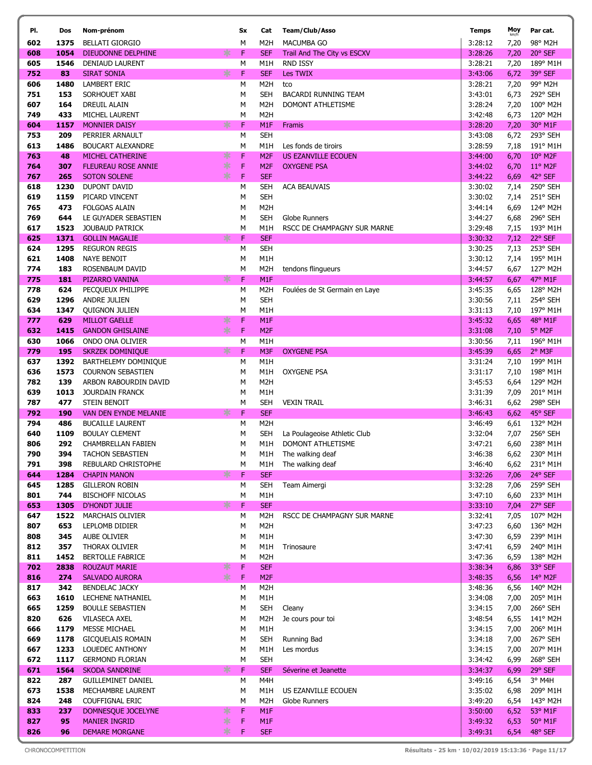| Pl. | Dos | Nom-prénom | Sx | Cat | Team/Club/Asso | Temps | Moy km/h | Par cat. |
|---|---|---|---|---|---|---|---|---|
| 602 | 1375 | BELLATI GIORGIO | M | M2H | MACUMBA GO | 3:28:12 | 7,20 | 98° M2H |
| 608 | 1054 | DIEUDONNE DELPHINE | F | SEF | Trail And The City vs ESCXV | 3:28:26 | 7,20 | 20° SEF |
| 605 | 1546 | DENIAUD LAURENT | M | M1H | RND ISSY | 3:28:21 | 7,20 | 189° M1H |
| 752 | 83 | SIRAT SONIA | F | SEF | Les TWIX | 3:43:06 | 6,72 | 39° SEF |
| 606 | 1480 | LAMBERT ERIC | M | M2H | tco | 3:28:21 | 7,20 | 99° M2H |
| 751 | 153 | SORHOUET XABI | M | SEH | BACARDI RUNNING TEAM | 3:43:01 | 6,73 | 292° SEH |
| 607 | 164 | DREUIL ALAIN | M | M2H | DOMONT ATHLETISME | 3:28:24 | 7,20 | 100° M2H |
| 749 | 433 | MICHEL LAURENT | M | M2H | | 3:42:48 | 6,73 | 120° M2H |
| 604 | 1157 | MONNIER DAISY | F | M1F | Framis | 3:28:20 | 7,20 | 30° M1F |
| 753 | 209 | PERRIER ARNAULT | M | SEH | | 3:43:08 | 6,72 | 293° SEH |
| 613 | 1486 | BOUCART ALEXANDRE | M | M1H | Les fonds de tiroirs | 3:28:59 | 7,18 | 191° M1H |
| 763 | 48 | MICHEL CATHERINE | F | M2F | US EZANVILLE ECOUEN | 3:44:00 | 6,70 | 10° M2F |
| 764 | 307 | FLEUREAU ROSE ANNIE | F | M2F | OXYGENE PSA | 3:44:02 | 6,70 | 11° M2F |
| 767 | 265 | SOTON SOLENE | F | SEF | | 3:44:22 | 6,69 | 42° SEF |
| 618 | 1230 | DUPONT DAVID | M | SEH | ACA BEAUVAIS | 3:30:02 | 7,14 | 250° SEH |
| 619 | 1159 | PICARD VINCENT | M | SEH | | 3:30:02 | 7,14 | 251° SEH |
| 765 | 473 | FOLGOAS ALAIN | M | M2H | | 3:44:14 | 6,69 | 124° M2H |
| 769 | 644 | LE GUYADER SEBASTIEN | M | SEH | Globe Runners | 3:44:27 | 6,68 | 296° SEH |
| 617 | 1523 | JOUBAUD PATRICK | M | M1H | RSCC DE CHAMPAGNY SUR MARNE | 3:29:48 | 7,15 | 193° M1H |
| 625 | 1371 | GOLLIN MAGALIE | F | SEF | | 3:30:32 | 7,12 | 22° SEF |
| 624 | 1295 | REGURON REGIS | M | SEH | | 3:30:25 | 7,13 | 253° SEH |
| 621 | 1408 | NAYE BENOIT | M | M1H | | 3:30:12 | 7,14 | 195° M1H |
| 774 | 183 | ROSENBAUM DAVID | M | M2H | tendons flingueurs | 3:44:57 | 6,67 | 127° M2H |
| 775 | 181 | PIZARRO VANINA | F | M1F | | 3:44:57 | 6,67 | 47° M1F |
| 778 | 624 | PECQUEUX PHILIPPE | M | M2H | Foulées de St Germain en Laye | 3:45:35 | 6,65 | 128° M2H |
| 629 | 1296 | ANDRE JULIEN | M | SEH | | 3:30:56 | 7,11 | 254° SEH |
| 634 | 1347 | QUIGNON JULIEN | M | M1H | | 3:31:13 | 7,10 | 197° M1H |
| 777 | 629 | MILLOT GAELLE | F | M1F | | 3:45:32 | 6,65 | 48° M1F |
| 632 | 1415 | GANDON GHISLAINE | F | M2F | | 3:31:08 | 7,10 | 5° M2F |
| 630 | 1066 | ONDO ONA OLIVIER | M | M1H | | 3:30:56 | 7,11 | 196° M1H |
| 779 | 195 | SKRZEK DOMINIQUE | F | M3F | OXYGENE PSA | 3:45:39 | 6,65 | 2° M3F |
| 637 | 1392 | BARTHELEMY DOMINIQUE | M | M1H | | 3:31:24 | 7,10 | 199° M1H |
| 636 | 1573 | COURNON SEBASTIEN | M | M1H | OXYGENE PSA | 3:31:17 | 7,10 | 198° M1H |
| 782 | 139 | ARBON RABOURDIN DAVID | M | M2H | | 3:45:53 | 6,64 | 129° M2H |
| 639 | 1013 | JOURDAIN FRANCK | M | M1H | | 3:31:39 | 7,09 | 201° M1H |
| 787 | 477 | STEIN BENOIT | M | SEH | VEXIN TRAIL | 3:46:31 | 6,62 | 298° SEH |
| 792 | 190 | VAN DEN EYNDE MELANIE | F | SEF | | 3:46:43 | 6,62 | 45° SEF |
| 794 | 486 | BUCAILLE LAURENT | M | M2H | | 3:46:49 | 6,61 | 132° M2H |
| 640 | 1109 | BOULAY CLEMENT | M | SEH | La Poulageoise Athletic Club | 3:32:04 | 7,07 | 256° SEH |
| 806 | 292 | CHAMBRELLAN FABIEN | M | M1H | DOMONT ATHLETISME | 3:47:21 | 6,60 | 238° M1H |
| 790 | 394 | TACHON SEBASTIEN | M | M1H | The walking deaf | 3:46:38 | 6,62 | 230° M1H |
| 791 | 398 | REBULARD CHRISTOPHE | M | M1H | The walking deaf | 3:46:40 | 6,62 | 231° M1H |
| 644 | 1284 | CHAPIN MANON | F | SEF | | 3:32:26 | 7,06 | 24° SEF |
| 645 | 1285 | GILLERON ROBIN | M | SEH | Team Aimergi | 3:32:28 | 7,06 | 259° SEH |
| 801 | 744 | BISCHOFF NICOLAS | M | M1H | | 3:47:10 | 6,60 | 233° M1H |
| 653 | 1305 | D'HONDT JULIE | F | SEF | | 3:33:10 | 7,04 | 27° SEF |
| 647 | 1522 | MARCHAIS OLIVIER | M | M2H | RSCC DE CHAMPAGNY SUR MARNE | 3:32:41 | 7,05 | 107° M2H |
| 807 | 653 | LEPLOMB DIDIER | M | M2H | | 3:47:23 | 6,60 | 136° M2H |
| 808 | 345 | AUBE OLIVIER | M | M1H | | 3:47:30 | 6,59 | 239° M1H |
| 812 | 357 | THORAX OLIVIER | M | M1H | Trinosaure | 3:47:41 | 6,59 | 240° M1H |
| 811 | 1452 | BERTOLLE FABRICE | M | M2H | | 3:47:36 | 6,59 | 138° M2H |
| 702 | 2838 | ROUZAUT MARIE | F | SEF | | 3:38:34 | 6,86 | 33° SEF |
| 816 | 274 | SALVADO AURORA | F | M2F | | 3:48:35 | 6,56 | 14° M2F |
| 817 | 342 | BENDELAC JACKY | M | M2H | | 3:48:36 | 6,56 | 140° M2H |
| 663 | 1610 | LECHENE NATHANIEL | M | M1H | | 3:34:08 | 7,00 | 205° M1H |
| 665 | 1259 | BOULLE SEBASTIEN | M | SEH | Cleany | 3:34:15 | 7,00 | 266° SEH |
| 820 | 626 | VILASECA AXEL | M | M2H | Je cours pour toi | 3:48:54 | 6,55 | 141° M2H |
| 666 | 1179 | MESSE MICHAEL | M | M1H | | 3:34:15 | 7,00 | 206° M1H |
| 669 | 1178 | GICQUELAIS ROMAIN | M | SEH | Running Bad | 3:34:18 | 7,00 | 267° SEH |
| 667 | 1233 | LOUEDEC ANTHONY | M | M1H | Les mordus | 3:34:15 | 7,00 | 207° M1H |
| 672 | 1117 | GERMOND FLORIAN | M | SEH | | 3:34:42 | 6,99 | 268° SEH |
| 671 | 1564 | SKODA SANDRINE | F | SEF | Séverine et Jeanette | 3:34:37 | 6,99 | 29° SEF |
| 822 | 287 | GUILLEMINET DANIEL | M | M4H | | 3:49:16 | 6,54 | 3° M4H |
| 673 | 1538 | MECHAMBRE LAURENT | M | M1H | US EZANVILLE ECOUEN | 3:35:02 | 6,98 | 209° M1H |
| 824 | 248 | COUFFIGNAL ERIC | M | M2H | Globe Runners | 3:49:20 | 6,54 | 143° M2H |
| 833 | 237 | DOMNESQUE JOCELYNE | F | M1F | | 3:50:00 | 6,52 | 53° M1F |
| 827 | 95 | MANIER INGRID | F | M1F | | 3:49:32 | 6,53 | 50° M1F |
| 826 | 96 | DEMARE MORGANE | F | SEF | | 3:49:31 | 6,54 | 48° SEF |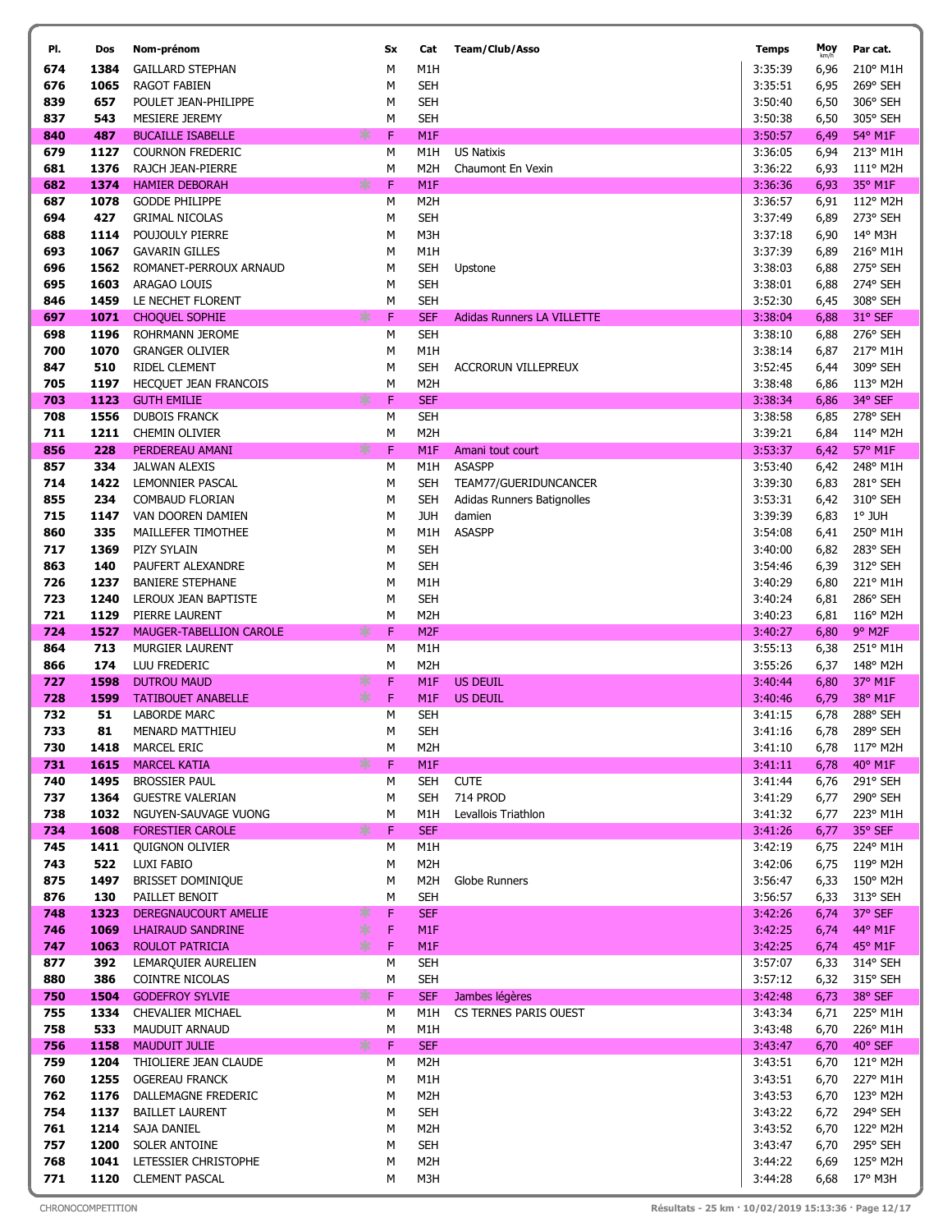| Pl. | Dos | Nom-prénom | Sx | Cat | Team/Club/Asso | Temps | Moy km/h | Par cat. |
|---|---|---|---|---|---|---|---|---|
| 674 | 1384 | GAILLARD STEPHAN | M | M1H | | 3:35:39 | 6,96 | 210° M1H |
| 676 | 1065 | RAGOT FABIEN | M | SEH | | 3:35:51 | 6,95 | 269° SEH |
| 839 | 657 | POULET JEAN-PHILIPPE | M | SEH | | 3:50:40 | 6,50 | 306° SEH |
| 837 | 543 | MESIERE JEREMY | M | SEH | | 3:50:38 | 6,50 | 305° SEH |
| 840 | 487 | BUCAILLE ISABELLE | F | M1F | | 3:50:57 | 6,49 | 54° M1F |
| 679 | 1127 | COURNON FREDERIC | M | M1H | US Natixis | 3:36:05 | 6,94 | 213° M1H |
| 681 | 1376 | RAJCH JEAN-PIERRE | M | M2H | Chaumont En Vexin | 3:36:22 | 6,93 | 111° M2H |
| 682 | 1374 | HAMIER DEBORAH | F | M1F | | 3:36:36 | 6,93 | 35° M1F |
| 687 | 1078 | GODDE PHILIPPE | M | M2H | | 3:36:57 | 6,91 | 112° M2H |
| 694 | 427 | GRIMAL NICOLAS | M | SEH | | 3:37:49 | 6,89 | 273° SEH |
| 688 | 1114 | POUJOULY PIERRE | M | M3H | | 3:37:18 | 6,90 | 14° M3H |
| 693 | 1067 | GAVARIN GILLES | M | M1H | | 3:37:39 | 6,89 | 216° M1H |
| 696 | 1562 | ROMANET-PERROUX ARNAUD | M | SEH | Upstone | 3:38:03 | 6,88 | 275° SEH |
| 695 | 1603 | ARAGAO LOUIS | M | SEH | | 3:38:01 | 6,88 | 274° SEH |
| 846 | 1459 | LE NECHET FLORENT | M | SEH | | 3:52:30 | 6,45 | 308° SEH |
| 697 | 1071 | CHOQUEL SOPHIE | F | SEF | Adidas Runners LA VILLETTE | 3:38:04 | 6,88 | 31° SEF |
| 698 | 1196 | ROHRMANN JEROME | M | SEH | | 3:38:10 | 6,88 | 276° SEH |
| 700 | 1070 | GRANGER OLIVIER | M | M1H | | 3:38:14 | 6,87 | 217° M1H |
| 847 | 510 | RIDEL CLEMENT | M | SEH | ACCRORUN VILLEPREUX | 3:52:45 | 6,44 | 309° SEH |
| 705 | 1197 | HECQUET JEAN FRANCOIS | M | M2H | | 3:38:48 | 6,86 | 113° M2H |
| 703 | 1123 | GUTH EMILIE | F | SEF | | 3:38:34 | 6,86 | 34° SEF |
| 708 | 1556 | DUBOIS FRANCK | M | SEH | | 3:38:58 | 6,85 | 278° SEH |
| 711 | 1211 | CHEMIN OLIVIER | M | M2H | | 3:39:21 | 6,84 | 114° M2H |
| 856 | 228 | PERDEREAU AMANI | F | M1F | Amani tout court | 3:53:37 | 6,42 | 57° M1F |
| 857 | 334 | JALWAN ALEXIS | M | M1H | ASASPP | 3:53:40 | 6,42 | 248° M1H |
| 714 | 1422 | LEMONNIER PASCAL | M | SEH | TEAM77/GUERIDUNCANCER | 3:39:30 | 6,83 | 281° SEH |
| 855 | 234 | COMBAUD FLORIAN | M | SEH | Adidas Runners Batignolles | 3:53:31 | 6,42 | 310° SEH |
| 715 | 1147 | VAN DOOREN DAMIEN | M | JUH | damien | 3:39:39 | 6,83 | 1° JUH |
| 860 | 335 | MAILLEFER TIMOTHEE | M | M1H | ASASPP | 3:54:08 | 6,41 | 250° M1H |
| 717 | 1369 | PIZY SYLAIN | M | SEH | | 3:40:00 | 6,82 | 283° SEH |
| 863 | 140 | PAUFERT ALEXANDRE | M | SEH | | 3:54:46 | 6,39 | 312° SEH |
| 726 | 1237 | BANIERE STEPHANE | M | M1H | | 3:40:29 | 6,80 | 221° M1H |
| 723 | 1240 | LEROUX JEAN BAPTISTE | M | SEH | | 3:40:24 | 6,81 | 286° SEH |
| 721 | 1129 | PIERRE LAURENT | M | M2H | | 3:40:23 | 6,81 | 116° M2H |
| 724 | 1527 | MAUGER-TABELLION CAROLE | F | M2F | | 3:40:27 | 6,80 | 9° M2F |
| 864 | 713 | MURGIER LAURENT | M | M1H | | 3:55:13 | 6,38 | 251° M1H |
| 866 | 174 | LUU FREDERIC | M | M2H | | 3:55:26 | 6,37 | 148° M2H |
| 727 | 1598 | DUTROU MAUD | F | M1F | US DEUIL | 3:40:44 | 6,80 | 37° M1F |
| 728 | 1599 | TATIBOUET ANABELLE | F | M1F | US DEUIL | 3:40:46 | 6,79 | 38° M1F |
| 732 | 51 | LABORDE MARC | M | SEH | | 3:41:15 | 6,78 | 288° SEH |
| 733 | 81 | MENARD MATTHIEU | M | SEH | | 3:41:16 | 6,78 | 289° SEH |
| 730 | 1418 | MARCEL ERIC | M | M2H | | 3:41:10 | 6,78 | 117° M2H |
| 731 | 1615 | MARCEL KATIA | F | M1F | | 3:41:11 | 6,78 | 40° M1F |
| 740 | 1495 | BROSSIER PAUL | M | SEH | CUTE | 3:41:44 | 6,76 | 291° SEH |
| 737 | 1364 | GUESTRE VALERIAN | M | SEH | 714 PROD | 3:41:29 | 6,77 | 290° SEH |
| 738 | 1032 | NGUYEN-SAUVAGE VUONG | M | M1H | Levallois Triathlon | 3:41:32 | 6,77 | 223° M1H |
| 734 | 1608 | FORESTIER CAROLE | F | SEF | | 3:41:26 | 6,77 | 35° SEF |
| 745 | 1411 | QUIGNON OLIVIER | M | M1H | | 3:42:19 | 6,75 | 224° M1H |
| 743 | 522 | LUXI FABIO | M | M2H | | 3:42:06 | 6,75 | 119° M2H |
| 875 | 1497 | BRISSET DOMINIQUE | M | M2H | Globe Runners | 3:56:47 | 6,33 | 150° M2H |
| 876 | 130 | PAILLET BENOIT | M | SEH | | 3:56:57 | 6,33 | 313° SEH |
| 748 | 1323 | DEREGNAUCOURT AMELIE | F | SEF | | 3:42:26 | 6,74 | 37° SEF |
| 746 | 1069 | LHAIRAUD SANDRINE | F | M1F | | 3:42:25 | 6,74 | 44° M1F |
| 747 | 1063 | ROULOT PATRICIA | F | M1F | | 3:42:25 | 6,74 | 45° M1F |
| 877 | 392 | LEMARQUIER AURELIEN | M | SEH | | 3:57:07 | 6,33 | 314° SEH |
| 880 | 386 | COINTRE NICOLAS | M | SEH | | 3:57:12 | 6,32 | 315° SEH |
| 750 | 1504 | GODEFROY SYLVIE | F | SEF | Jambes légères | 3:42:48 | 6,73 | 38° SEF |
| 755 | 1334 | CHEVALIER MICHAEL | M | M1H | CS TERNES PARIS OUEST | 3:43:34 | 6,71 | 225° M1H |
| 758 | 533 | MAUDUIT ARNAUD | M | M1H | | 3:43:48 | 6,70 | 226° M1H |
| 756 | 1158 | MAUDUIT JULIE | F | SEF | | 3:43:47 | 6,70 | 40° SEF |
| 759 | 1204 | THIOLIERE JEAN CLAUDE | M | M2H | | 3:43:51 | 6,70 | 121° M2H |
| 760 | 1255 | OGEREAU FRANCK | M | M1H | | 3:43:51 | 6,70 | 227° M1H |
| 762 | 1176 | DALLEMAGNE FREDERIC | M | M2H | | 3:43:53 | 6,70 | 123° M2H |
| 754 | 1137 | BAILLET LAURENT | M | SEH | | 3:43:22 | 6,72 | 294° SEH |
| 761 | 1214 | SAJA DANIEL | M | M2H | | 3:43:52 | 6,70 | 122° M2H |
| 757 | 1200 | SOLER ANTOINE | M | SEH | | 3:43:47 | 6,70 | 295° SEH |
| 768 | 1041 | LETESSIER CHRISTOPHE | M | M2H | | 3:44:22 | 6,69 | 125° M2H |
| 771 | 1120 | CLEMENT PASCAL | M | M3H | | 3:44:28 | 6,68 | 17° M3H |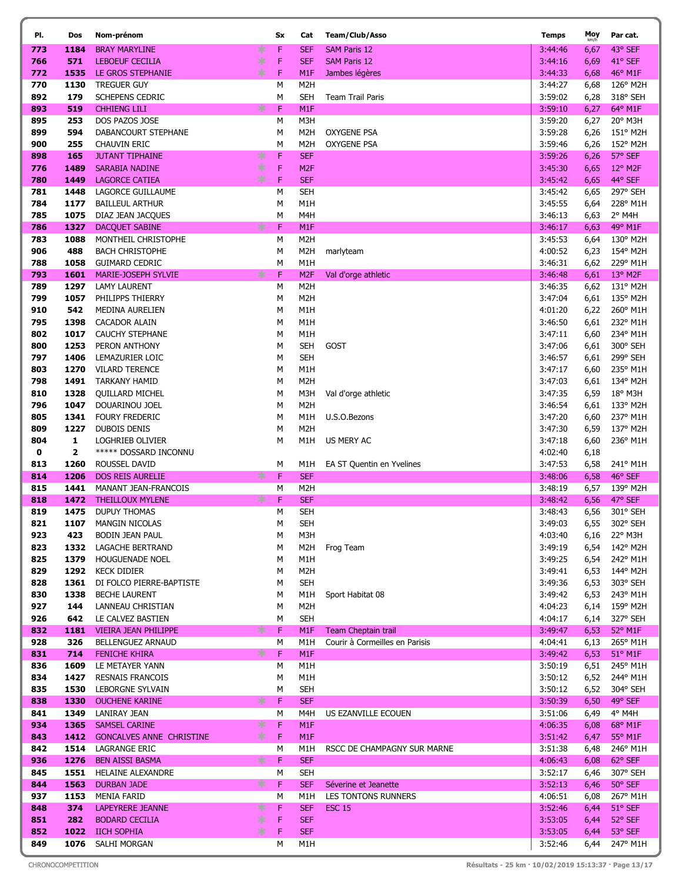| Pl. | Dos | Nom-prénom | Sx | Cat | Team/Club/Asso | Temps | Moy km/h | Par cat. |
|---|---|---|---|---|---|---|---|---|
| 773 | 1184 | BRAY MARYLINE | F | SEF | SAM Paris 12 | 3:44:46 | 6,67 | 43° SEF |
| 766 | 571 | LEBOEUF CECILIA | F | SEF | SAM Paris 12 | 3:44:16 | 6,69 | 41° SEF |
| 772 | 1535 | LE GROS STEPHANIE | F | M1F | Jambes légères | 3:44:33 | 6,68 | 46° M1F |
| 770 | 1130 | TREGUER GUY | M | M2H | | 3:44:27 | 6,68 | 126° M2H |
| 892 | 179 | SCHEPENS CEDRIC | M | SEH | Team Trail Paris | 3:59:02 | 6,28 | 318° SEH |
| 893 | 519 | CHHIENG LILI | F | M1F | | 3:59:10 | 6,27 | 64° M1F |
| 895 | 253 | DOS PAZOS JOSE | M | M3H | | 3:59:20 | 6,27 | 20° M3H |
| 899 | 594 | DABANCOURT STEPHANE | M | M2H | OXYGENE PSA | 3:59:28 | 6,26 | 151° M2H |
| 900 | 255 | CHAUVIN ERIC | M | M2H | OXYGENE PSA | 3:59:46 | 6,26 | 152° M2H |
| 898 | 165 | JUTANT TIPHAINE | F | SEF | | 3:59:26 | 6,26 | 57° SEF |
| 776 | 1489 | SARABIA NADINE | F | M2F | | 3:45:30 | 6,65 | 12° M2F |
| 780 | 1449 | LAGORCE CATIEA | F | SEF | | 3:45:42 | 6,65 | 44° SEF |
| 781 | 1448 | LAGORCE GUILLAUME | M | SEH | | 3:45:42 | 6,65 | 297° SEH |
| 784 | 1177 | BAILLEUL ARTHUR | M | M1H | | 3:45:55 | 6,64 | 228° M1H |
| 785 | 1075 | DIAZ JEAN JACQUES | M | M4H | | 3:46:13 | 6,63 | 2° M4H |
| 786 | 1327 | DACQUET SABINE | F | M1F | | 3:46:17 | 6,63 | 49° M1F |
| 783 | 1088 | MONTHEIL CHRISTOPHE | M | M2H | | 3:45:53 | 6,64 | 130° M2H |
| 906 | 488 | BACH CHRISTOPHE | M | M2H | marlyteam | 4:00:52 | 6,23 | 154° M2H |
| 788 | 1058 | GUIMARD CEDRIC | M | M1H | | 3:46:31 | 6,62 | 229° M1H |
| 793 | 1601 | MARIE-JOSEPH SYLVIE | F | M2F | Val d'orge athletic | 3:46:48 | 6,61 | 13° M2F |
| 789 | 1297 | LAMY LAURENT | M | M2H | | 3:46:35 | 6,62 | 131° M2H |
| 799 | 1057 | PHILIPPS THIERRY | M | M2H | | 3:47:04 | 6,61 | 135° M2H |
| 910 | 542 | MEDINA AURELIEN | M | M1H | | 4:01:20 | 6,22 | 260° M1H |
| 795 | 1398 | CACADOR ALAIN | M | M1H | | 3:46:50 | 6,61 | 232° M1H |
| 802 | 1017 | CAUCHY STEPHANE | M | M1H | | 3:47:11 | 6,60 | 234° M1H |
| 800 | 1253 | PERON ANTHONY | M | SEH | GOST | 3:47:06 | 6,61 | 300° SEH |
| 797 | 1406 | LEMAZURIER LOIC | M | SEH | | 3:46:57 | 6,61 | 299° SEH |
| 803 | 1270 | VILARD TERENCE | M | M1H | | 3:47:17 | 6,60 | 235° M1H |
| 798 | 1491 | TARKANY HAMID | M | M2H | | 3:47:03 | 6,61 | 134° M2H |
| 810 | 1328 | QUILLARD MICHEL | M | M3H | Val d'orge athletic | 3:47:35 | 6,59 | 18° M3H |
| 796 | 1047 | DOUARINOU JOEL | M | M2H | | 3:46:54 | 6,61 | 133° M2H |
| 805 | 1341 | FOURY FREDERIC | M | M1H | U.S.O.Bezons | 3:47:20 | 6,60 | 237° M1H |
| 809 | 1227 | DUBOIS DENIS | M | M2H | | 3:47:30 | 6,59 | 137° M2H |
| 804 | 1 | LOGHRIEB OLIVIER | M | M1H | US MERY AC | 3:47:18 | 6,60 | 236° M1H |
| 0 | 2 | ***** DOSSARD INCONNU | | | | 4:02:40 | 6,18 | |
| 813 | 1260 | ROUSSEL DAVID | M | M1H | EA ST Quentin en Yvelines | 3:47:53 | 6,58 | 241° M1H |
| 814 | 1206 | DOS REIS AURELIE | F | SEF | | 3:48:06 | 6,58 | 46° SEF |
| 815 | 1441 | MANANT JEAN-FRANCOIS | M | M2H | | 3:48:19 | 6,57 | 139° M2H |
| 818 | 1472 | THEILLOUX MYLENE | F | SEF | | 3:48:42 | 6,56 | 47° SEF |
| 819 | 1475 | DUPUY THOMAS | M | SEH | | 3:48:43 | 6,56 | 301° SEH |
| 821 | 1107 | MANGIN NICOLAS | M | SEH | | 3:49:03 | 6,55 | 302° SEH |
| 923 | 423 | BODIN JEAN PAUL | M | M3H | | 4:03:40 | 6,16 | 22° M3H |
| 823 | 1332 | LAGACHE BERTRAND | M | M2H | Frog Team | 3:49:19 | 6,54 | 142° M2H |
| 825 | 1379 | HOUGUENADE NOEL | M | M1H | | 3:49:25 | 6,54 | 242° M1H |
| 829 | 1292 | KECK DIDIER | M | M2H | | 3:49:41 | 6,53 | 144° M2H |
| 828 | 1361 | DI FOLCO PIERRE-BAPTISTE | M | SEH | | 3:49:36 | 6,53 | 303° SEH |
| 830 | 1338 | BECHE LAURENT | M | M1H | Sport Habitat 08 | 3:49:42 | 6,53 | 243° M1H |
| 927 | 144 | LANNEAU CHRISTIAN | M | M2H | | 4:04:23 | 6,14 | 159° M2H |
| 926 | 642 | LE CALVEZ BASTIEN | M | SEH | | 4:04:17 | 6,14 | 327° SEH |
| 832 | 1181 | VIEIRA JEAN PHILIPPE | F | M1F | Team Cheptain trail | 3:49:47 | 6,53 | 52° M1F |
| 928 | 326 | BELLENGUEZ ARNAUD | M | M1H | Courir à Cormeilles en Parisis | 4:04:41 | 6,13 | 265° M1H |
| 831 | 714 | FENICHE KHIRA | F | M1F | | 3:49:42 | 6,53 | 51° M1F |
| 836 | 1609 | LE METAYER YANN | M | M1H | | 3:50:19 | 6,51 | 245° M1H |
| 834 | 1427 | RESNAIS FRANCOIS | M | M1H | | 3:50:12 | 6,52 | 244° M1H |
| 835 | 1530 | LEBORGNE SYLVAIN | M | SEH | | 3:50:12 | 6,52 | 304° SEH |
| 838 | 1330 | OUCHENE KARINE | F | SEF | | 3:50:39 | 6,50 | 49° SEF |
| 841 | 1349 | LANIRAY JEAN | M | M4H | US EZANVILLE ECOUEN | 3:51:06 | 6,49 | 4° M4H |
| 934 | 1365 | SAMSEL CARINE | F | M1F | | 4:06:35 | 6,08 | 68° M1F |
| 843 | 1412 | GONCALVES ANNE CHRISTINE | F | M1F | | 3:51:42 | 6,47 | 55° M1F |
| 842 | 1514 | LAGRANGE ERIC | M | M1H | RSCC DE CHAMPAGNY SUR MARNE | 3:51:38 | 6,48 | 246° M1H |
| 936 | 1276 | BEN AISSI BASMA | F | SEF | | 4:06:43 | 6,08 | 62° SEF |
| 845 | 1551 | HELAINE ALEXANDRE | M | SEH | | 3:52:17 | 6,46 | 307° SEH |
| 844 | 1563 | DURBAN JADE | F | SEF | Séverine et Jeanette | 3:52:13 | 6,46 | 50° SEF |
| 937 | 1153 | MENIA FARID | M | M1H | LES TONTONS RUNNERS | 4:06:51 | 6,08 | 267° M1H |
| 848 | 374 | LAPEYRERE JEANNE | F | SEF | ESC 15 | 3:52:46 | 6,44 | 51° SEF |
| 851 | 282 | BODARD CECILIA | F | SEF | | 3:53:05 | 6,44 | 52° SEF |
| 852 | 1022 | IICH SOPHIA | F | SEF | | 3:53:05 | 6,44 | 53° SEF |
| 849 | 1076 | SALHI MORGAN | M | M1H | | 3:52:46 | 6,44 | 247° M1H |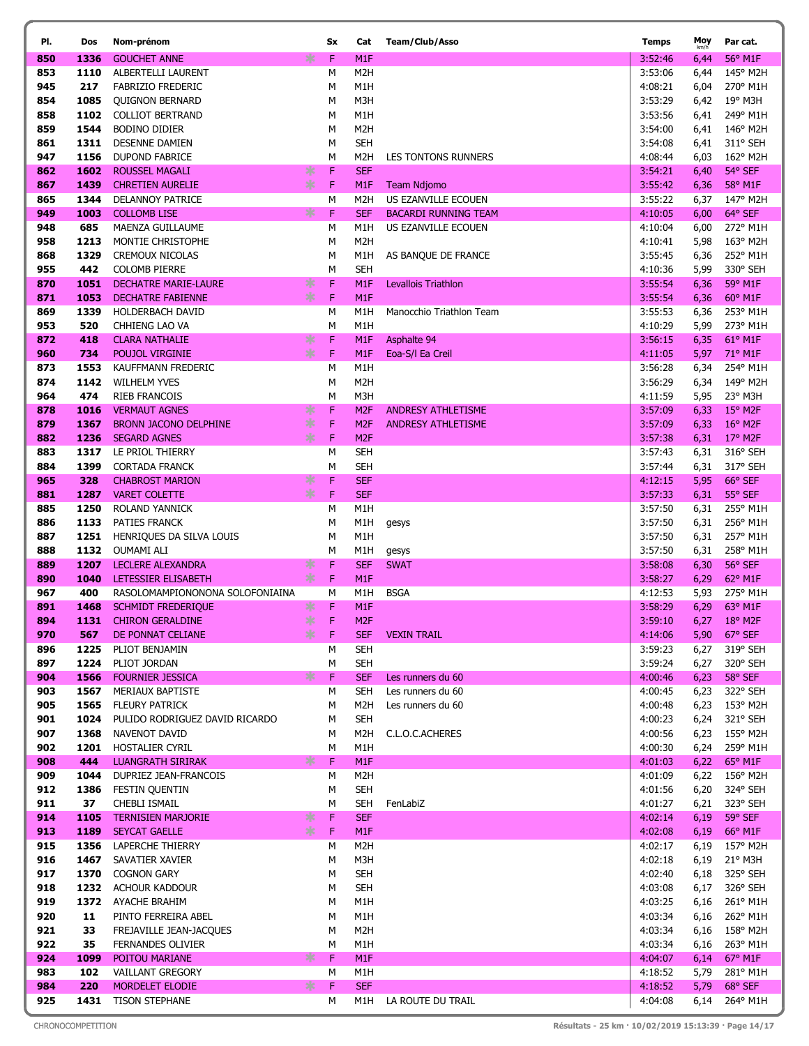| Pl. | Dos | Nom-prénom | Sx | Cat | Team/Club/Asso | Temps | Moy km/h | Par cat. |
|---|---|---|---|---|---|---|---|---|
| 850 | 1336 | GOUCHET ANNE | F | M1F | | 3:52:46 | 6,44 | 56° M1F |
| 853 | 1110 | ALBERTELLI LAURENT | M | M2H | | 3:53:06 | 6,44 | 145° M2H |
| 945 | 217 | FABRIZIO FREDERIC | M | M1H | | 4:08:21 | 6,04 | 270° M1H |
| 854 | 1085 | QUIGNON BERNARD | M | M3H | | 3:53:29 | 6,42 | 19° M3H |
| 858 | 1102 | COLLIOT BERTRAND | M | M1H | | 3:53:56 | 6,41 | 249° M1H |
| 859 | 1544 | BODINO DIDIER | M | M2H | | 3:54:00 | 6,41 | 146° M2H |
| 861 | 1311 | DESENNE DAMIEN | M | SEH | | 3:54:08 | 6,41 | 311° SEH |
| 947 | 1156 | DUPOND FABRICE | M | M2H | LES TONTONS RUNNERS | 4:08:44 | 6,03 | 162° M2H |
| 862 | 1602 | ROUSSEL MAGALI | F | SEF | | 3:54:21 | 6,40 | 54° SEF |
| 867 | 1439 | CHRETIEN AURELIE | F | M1F | Team Ndjomo | 3:55:42 | 6,36 | 58° M1F |
| 865 | 1344 | DELANNOY PATRICE | M | M2H | US EZANVILLE ECOUEN | 3:55:22 | 6,37 | 147° M2H |
| 949 | 1003 | COLLOMB LISE | F | SEF | BACARDI RUNNING TEAM | 4:10:05 | 6,00 | 64° SEF |
| 948 | 685 | MAENZA GUILLAUME | M | M1H | US EZANVILLE ECOUEN | 4:10:04 | 6,00 | 272° M1H |
| 958 | 1213 | MONTIE CHRISTOPHE | M | M2H | | 4:10:41 | 5,98 | 163° M2H |
| 868 | 1329 | CREMOUX NICOLAS | M | M1H | AS BANQUE DE FRANCE | 3:55:45 | 6,36 | 252° M1H |
| 955 | 442 | COLOMB PIERRE | M | SEH | | 4:10:36 | 5,99 | 330° SEH |
| 870 | 1051 | DECHATRE MARIE-LAURE | F | M1F | Levallois Triathlon | 3:55:54 | 6,36 | 59° M1F |
| 871 | 1053 | DECHATRE FABIENNE | F | M1F | | 3:55:54 | 6,36 | 60° M1F |
| 869 | 1339 | HOLDERBACH DAVID | M | M1H | Manocchio Triathlon Team | 3:55:53 | 6,36 | 253° M1H |
| 953 | 520 | CHHIENG LAO VA | M | M1H | | 4:10:29 | 5,99 | 273° M1H |
| 872 | 418 | CLARA NATHALIE | F | M1F | Asphalte 94 | 3:56:15 | 6,35 | 61° M1F |
| 960 | 734 | POUJOL VIRGINIE | F | M1F | Eoa-S/l Ea Creil | 4:11:05 | 5,97 | 71° M1F |
| 873 | 1553 | KAUFFMANN FREDERIC | M | M1H | | 3:56:28 | 6,34 | 254° M1H |
| 874 | 1142 | WILHELM YVES | M | M2H | | 3:56:29 | 6,34 | 149° M2H |
| 964 | 474 | RIEB FRANCOIS | M | M3H | | 4:11:59 | 5,95 | 23° M3H |
| 878 | 1016 | VERMAUT AGNES | F | M2F | ANDRESY ATHLETISME | 3:57:09 | 6,33 | 15° M2F |
| 879 | 1367 | BRONN JACONO DELPHINE | F | M2F | ANDRESY ATHLETISME | 3:57:09 | 6,33 | 16° M2F |
| 882 | 1236 | SEGARD AGNES | F | M2F | | 3:57:38 | 6,31 | 17° M2F |
| 883 | 1317 | LE PRIOL THIERRY | M | SEH | | 3:57:43 | 6,31 | 316° SEH |
| 884 | 1399 | CORTADA FRANCK | M | SEH | | 3:57:44 | 6,31 | 317° SEH |
| 965 | 328 | CHABROST MARION | F | SEF | | 4:12:15 | 5,95 | 66° SEF |
| 881 | 1287 | VARET COLETTE | F | SEF | | 3:57:33 | 6,31 | 55° SEF |
| 885 | 1250 | ROLAND YANNICK | M | M1H | | 3:57:50 | 6,31 | 255° M1H |
| 886 | 1133 | PATIES FRANCK | M | M1H | gesys | 3:57:50 | 6,31 | 256° M1H |
| 887 | 1251 | HENRIQUES DA SILVA LOUIS | M | M1H | | 3:57:50 | 6,31 | 257° M1H |
| 888 | 1132 | OUMAMI ALI | M | M1H | gesys | 3:57:50 | 6,31 | 258° M1H |
| 889 | 1207 | LECLERE ALEXANDRA | F | SEF | SWAT | 3:58:08 | 6,30 | 56° SEF |
| 890 | 1040 | LETESSIER ELISABETH | F | M1F | | 3:58:27 | 6,29 | 62° M1F |
| 967 | 400 | RASOLOMAMPIONONONA SOLOFONIAINA | M | M1H | BSGA | 4:12:53 | 5,93 | 275° M1H |
| 891 | 1468 | SCHMIDT FREDERIQUE | F | M1F | | 3:58:29 | 6,29 | 63° M1F |
| 894 | 1131 | CHIRON GERALDINE | F | M2F | | 3:59:10 | 6,27 | 18° M2F |
| 970 | 567 | DE PONNAT CELIANE | F | SEF | VEXIN TRAIL | 4:14:06 | 5,90 | 67° SEF |
| 896 | 1225 | PLIOT BENJAMIN | M | SEH | | 3:59:23 | 6,27 | 319° SEH |
| 897 | 1224 | PLIOT JORDAN | M | SEH | | 3:59:24 | 6,27 | 320° SEH |
| 904 | 1566 | FOURNIER JESSICA | F | SEF | Les runners du 60 | 4:00:46 | 6,23 | 58° SEF |
| 903 | 1567 | MERIAUX BAPTISTE | M | SEH | Les runners du 60 | 4:00:45 | 6,23 | 322° SEH |
| 905 | 1565 | FLEURY PATRICK | M | M2H | Les runners du 60 | 4:00:48 | 6,23 | 153° M2H |
| 901 | 1024 | PULIDO RODRIGUEZ DAVID RICARDO | M | SEH | | 4:00:23 | 6,24 | 321° SEH |
| 907 | 1368 | NAVENOT DAVID | M | M2H | C.L.O.C.ACHERES | 4:00:56 | 6,23 | 155° M2H |
| 902 | 1201 | HOSTALIER CYRIL | M | M1H | | 4:00:30 | 6,24 | 259° M1H |
| 908 | 444 | LUANGRATH SIRIRAK | F | M1F | | 4:01:03 | 6,22 | 65° M1F |
| 909 | 1044 | DUPRIEZ JEAN-FRANCOIS | M | M2H | | 4:01:09 | 6,22 | 156° M2H |
| 912 | 1386 | FESTIN QUENTIN | M | SEH | | 4:01:56 | 6,20 | 324° SEH |
| 911 | 37 | CHEBLI ISMAIL | M | SEH | FenLabiZ | 4:01:27 | 6,21 | 323° SEH |
| 914 | 1105 | TERNISIEN MARJORIE | F | SEF | | 4:02:14 | 6,19 | 59° SEF |
| 913 | 1189 | SEYCAT GAELLE | F | M1F | | 4:02:08 | 6,19 | 66° M1F |
| 915 | 1356 | LAPERCHE THIERRY | M | M2H | | 4:02:17 | 6,19 | 157° M2H |
| 916 | 1467 | SAVATIER XAVIER | M | M3H | | 4:02:18 | 6,19 | 21° M3H |
| 917 | 1370 | COGNON GARY | M | SEH | | 4:02:40 | 6,18 | 325° SEH |
| 918 | 1232 | ACHOUR KADDOUR | M | SEH | | 4:03:08 | 6,17 | 326° SEH |
| 919 | 1372 | AYACHE BRAHIM | M | M1H | | 4:03:25 | 6,16 | 261° M1H |
| 920 | 11 | PINTO FERREIRA ABEL | M | M1H | | 4:03:34 | 6,16 | 262° M1H |
| 921 | 33 | FREJAVILLE JEAN-JACQUES | M | M2H | | 4:03:34 | 6,16 | 158° M2H |
| 922 | 35 | FERNANDES OLIVIER | M | M1H | | 4:03:34 | 6,16 | 263° M1H |
| 924 | 1099 | POITOU MARIANE | F | M1F | | 4:04:07 | 6,14 | 67° M1F |
| 983 | 102 | VAILLANT GREGORY | M | M1H | | 4:18:52 | 5,79 | 281° M1H |
| 984 | 220 | MORDELET ELODIE | F | SEF | | 4:18:52 | 5,79 | 68° SEF |
| 925 | 1431 | TISON STEPHANE | M | M1H | LA ROUTE DU TRAIL | 4:04:08 | 6,14 | 264° M1H |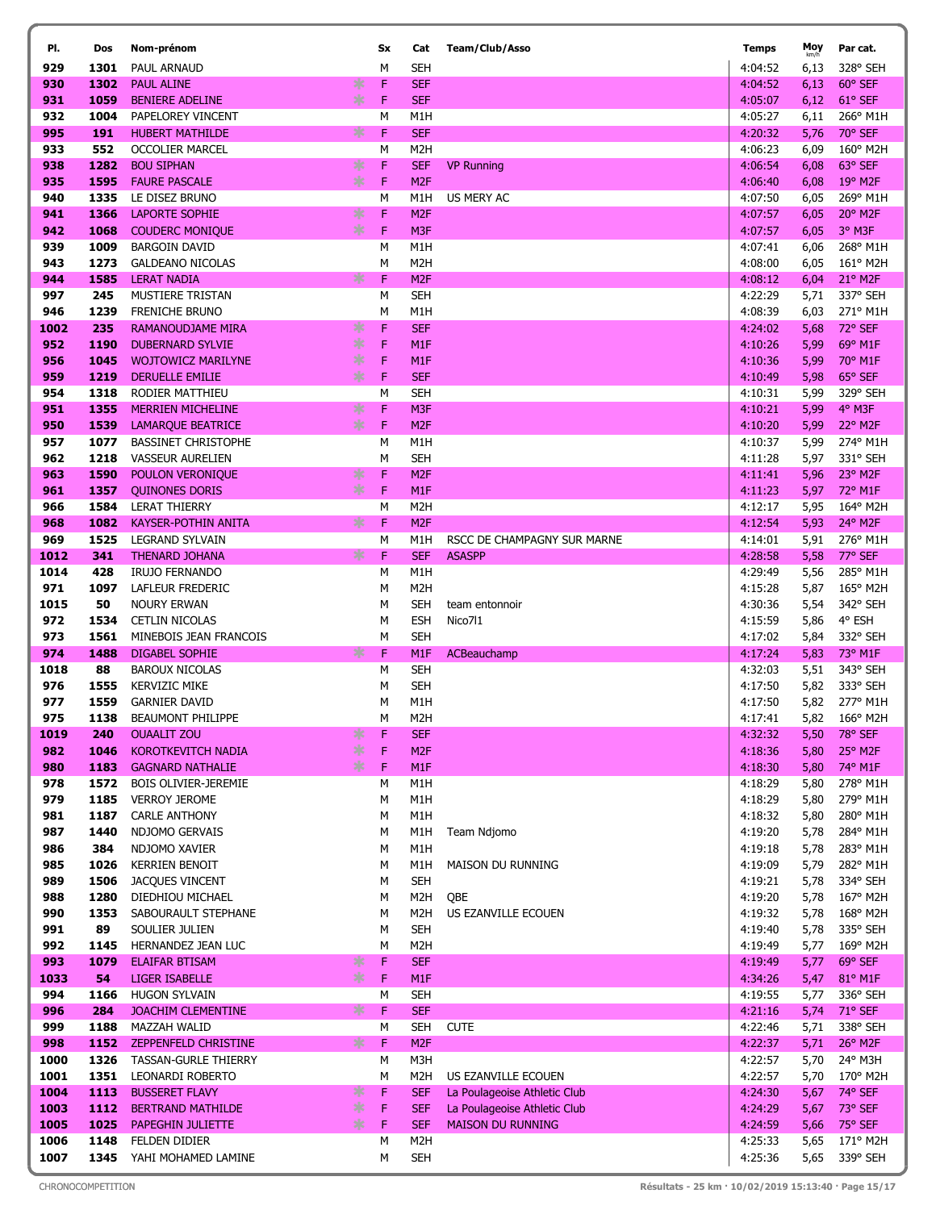| Pl. | Dos | Nom-prénom | Sx | Cat | Team/Club/Asso | Temps | Moy km/h | Par cat. |
|---|---|---|---|---|---|---|---|---|
| 929 | 1301 | PAUL ARNAUD | M | SEH | | 4:04:52 | 6,13 | 328° SEH |
| 930 | 1302 | PAUL ALINE | F | SEF | | 4:04:52 | 6,13 | 60° SEF |
| 931 | 1059 | BENIERE ADELINE | F | SEF | | 4:05:07 | 6,12 | 61° SEF |
| 932 | 1004 | PAPELOREY VINCENT | M | M1H | | 4:05:27 | 6,11 | 266° M1H |
| 995 | 191 | HUBERT MATHILDE | F | SEF | | 4:20:32 | 5,76 | 70° SEF |
| 933 | 552 | OCCOLIER MARCEL | M | M2H | | 4:06:23 | 6,09 | 160° M2H |
| 938 | 1282 | BOU SIPHAN | F | SEF | VP Running | 4:06:54 | 6,08 | 63° SEF |
| 935 | 1595 | FAURE PASCALE | F | M2F | | 4:06:40 | 6,08 | 19° M2F |
| 940 | 1335 | LE DISEZ BRUNO | M | M1H | US MERY AC | 4:07:50 | 6,05 | 269° M1H |
| 941 | 1366 | LAPORTE SOPHIE | F | M2F | | 4:07:57 | 6,05 | 20° M2F |
| 942 | 1068 | COUDERC MONIQUE | F | M3F | | 4:07:57 | 6,05 | 3° M3F |
| 939 | 1009 | BARGOIN DAVID | M | M1H | | 4:07:41 | 6,06 | 268° M1H |
| 943 | 1273 | GALDEANO NICOLAS | M | M2H | | 4:08:00 | 6,05 | 161° M2H |
| 944 | 1585 | LERAT NADIA | F | M2F | | 4:08:12 | 6,04 | 21° M2F |
| 997 | 245 | MUSTIERE TRISTAN | M | SEH | | 4:22:29 | 5,71 | 337° SEH |
| 946 | 1239 | FRENICHE BRUNO | M | M1H | | 4:08:39 | 6,03 | 271° M1H |
| 1002 | 235 | RAMANOUDJAME MIRA | F | SEF | | 4:24:02 | 5,68 | 72° SEF |
| 952 | 1190 | DUBERNARD SYLVIE | F | M1F | | 4:10:26 | 5,99 | 69° M1F |
| 956 | 1045 | WOJTOWICZ MARILYNE | F | M1F | | 4:10:36 | 5,99 | 70° M1F |
| 959 | 1219 | DERUELLE EMILIE | F | SEF | | 4:10:49 | 5,98 | 65° SEF |
| 954 | 1318 | RODIER MATTHIEU | M | SEH | | 4:10:31 | 5,99 | 329° SEH |
| 951 | 1355 | MERRIEN MICHELINE | F | M3F | | 4:10:21 | 5,99 | 4° M3F |
| 950 | 1539 | LAMARQUE BEATRICE | F | M2F | | 4:10:20 | 5,99 | 22° M2F |
| 957 | 1077 | BASSINET CHRISTOPHE | M | M1H | | 4:10:37 | 5,99 | 274° M1H |
| 962 | 1218 | VASSEUR AURELIEN | M | SEH | | 4:11:28 | 5,97 | 331° SEH |
| 963 | 1590 | POULON VERONIQUE | F | M2F | | 4:11:41 | 5,96 | 23° M2F |
| 961 | 1357 | QUINONES DORIS | F | M1F | | 4:11:23 | 5,97 | 72° M1F |
| 966 | 1584 | LERAT THIERRY | M | M2H | | 4:12:17 | 5,95 | 164° M2H |
| 968 | 1082 | KAYSER-POTHIN ANITA | F | M2F | | 4:12:54 | 5,93 | 24° M2F |
| 969 | 1525 | LEGRAND SYLVAIN | M | M1H | RSCC DE CHAMPAGNY SUR MARNE | 4:14:01 | 5,91 | 276° M1H |
| 1012 | 341 | THENARD JOHANA | F | SEF | ASASPP | 4:28:58 | 5,58 | 77° SEF |
| 1014 | 428 | IRUJO FERNANDO | M | M1H | | 4:29:49 | 5,56 | 285° M1H |
| 971 | 1097 | LAFLEUR FREDERIC | M | M2H | | 4:15:28 | 5,87 | 165° M2H |
| 1015 | 50 | NOURY ERWAN | M | SEH | team entonnoir | 4:30:36 | 5,54 | 342° SEH |
| 972 | 1534 | CETLIN NICOLAS | M | ESH | Nico7l1 | 4:15:59 | 5,86 | 4° ESH |
| 973 | 1561 | MINEBOIS JEAN FRANCOIS | M | SEH | | 4:17:02 | 5,84 | 332° SEH |
| 974 | 1488 | DIGABEL SOPHIE | F | M1F | ACBeauchamp | 4:17:24 | 5,83 | 73° M1F |
| 1018 | 88 | BAROUX NICOLAS | M | SEH | | 4:32:03 | 5,51 | 343° SEH |
| 976 | 1555 | KERVIZIC MIKE | M | SEH | | 4:17:50 | 5,82 | 333° SEH |
| 977 | 1559 | GARNIER DAVID | M | M1H | | 4:17:50 | 5,82 | 277° M1H |
| 975 | 1138 | BEAUMONT PHILIPPE | M | M2H | | 4:17:41 | 5,82 | 166° M2H |
| 1019 | 240 | OUAALIT ZOU | F | SEF | | 4:32:32 | 5,50 | 78° SEF |
| 982 | 1046 | KOROTKEVITCH NADIA | F | M2F | | 4:18:36 | 5,80 | 25° M2F |
| 980 | 1183 | GAGNARD NATHALIE | F | M1F | | 4:18:30 | 5,80 | 74° M1F |
| 978 | 1572 | BOIS OLIVIER-JEREMIE | M | M1H | | 4:18:29 | 5,80 | 278° M1H |
| 979 | 1185 | VERROY JEROME | M | M1H | | 4:18:29 | 5,80 | 279° M1H |
| 981 | 1187 | CARLE ANTHONY | M | M1H | | 4:18:32 | 5,80 | 280° M1H |
| 987 | 1440 | NDJOMO GERVAIS | M | M1H | Team Ndjomo | 4:19:20 | 5,78 | 284° M1H |
| 986 | 384 | NDJOMO XAVIER | M | M1H | | 4:19:18 | 5,78 | 283° M1H |
| 985 | 1026 | KERRIEN BENOIT | M | M1H | MAISON DU RUNNING | 4:19:09 | 5,79 | 282° M1H |
| 989 | 1506 | JACQUES VINCENT | M | SEH | | 4:19:21 | 5,78 | 334° SEH |
| 988 | 1280 | DIEDHIOU MICHAEL | M | M2H | QBE | 4:19:20 | 5,78 | 167° M2H |
| 990 | 1353 | SABOURAULT STEPHANE | M | M2H | US EZANVILLE ECOUEN | 4:19:32 | 5,78 | 168° M2H |
| 991 | 89 | SOULIER JULIEN | M | SEH | | 4:19:40 | 5,78 | 335° SEH |
| 992 | 1145 | HERNANDEZ JEAN LUC | M | M2H | | 4:19:49 | 5,77 | 169° M2H |
| 993 | 1079 | ELAIFAR BTISAM | F | SEF | | 4:19:49 | 5,77 | 69° SEF |
| 1033 | 54 | LIGER ISABELLE | F | M1F | | 4:34:26 | 5,47 | 81° M1F |
| 994 | 1166 | HUGON SYLVAIN | M | SEH | | 4:19:55 | 5,77 | 336° SEH |
| 996 | 284 | JOACHIM CLEMENTINE | F | SEF | | 4:21:16 | 5,74 | 71° SEF |
| 999 | 1188 | MAZZAH WALID | M | SEH | CUTE | 4:22:46 | 5,71 | 338° SEH |
| 998 | 1152 | ZEPPENFELD CHRISTINE | F | M2F | | 4:22:37 | 5,71 | 26° M2F |
| 1000 | 1326 | TASSAN-GURLE THIERRY | M | M3H | | 4:22:57 | 5,70 | 24° M3H |
| 1001 | 1351 | LEONARDI ROBERTO | M | M2H | US EZANVILLE ECOUEN | 4:22:57 | 5,70 | 170° M2H |
| 1004 | 1113 | BUSSERET FLAVY | F | SEF | La Poulageoise Athletic Club | 4:24:30 | 5,67 | 74° SEF |
| 1003 | 1112 | BERTRAND MATHILDE | F | SEF | La Poulageoise Athletic Club | 4:24:29 | 5,67 | 73° SEF |
| 1005 | 1025 | PAPEGHIN JULIETTE | F | SEF | MAISON DU RUNNING | 4:24:59 | 5,66 | 75° SEF |
| 1006 | 1148 | FELDEN DIDIER | M | M2H | | 4:25:33 | 5,65 | 171° M2H |
| 1007 | 1345 | YAHI MOHAMED LAMINE | M | SEH | | 4:25:36 | 5,65 | 339° SEH |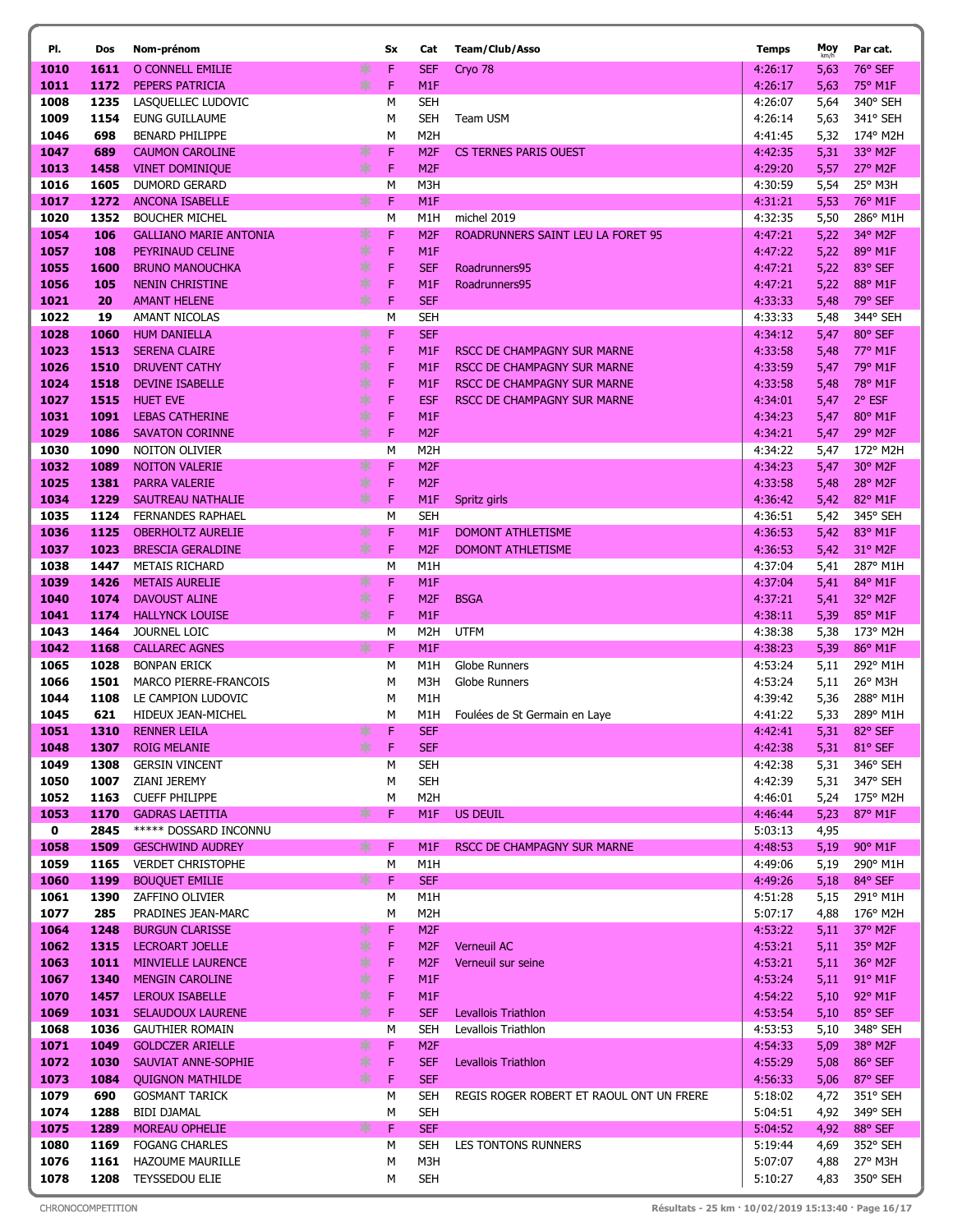| Pl. | Dos | Nom-prénom | Sx | Cat | Team/Club/Asso | Temps | Moy km/h | Par cat. |
|---|---|---|---|---|---|---|---|---|
| 1010 | 1611 | O CONNELL EMILIE | F | SEF | Cryo 78 | 4:26:17 | 5,63 | 76° SEF |
| 1011 | 1172 | PEPERS PATRICIA | F | M1F | | 4:26:17 | 5,63 | 75° M1F |
| 1008 | 1235 | LASQUELLEC LUDOVIC | M | SEH | | 4:26:07 | 5,64 | 340° SEH |
| 1009 | 1154 | EUNG GUILLAUME | M | SEH | Team USM | 4:26:14 | 5,63 | 341° SEH |
| 1046 | 698 | BENARD PHILIPPE | M | M2H | | 4:41:45 | 5,32 | 174° M2H |
| 1047 | 689 | CAUMON CAROLINE | F | M2F | CS TERNES PARIS OUEST | 4:42:35 | 5,31 | 33° M2F |
| 1013 | 1458 | VINET DOMINIQUE | F | M2F | | 4:29:20 | 5,57 | 27° M2F |
| 1016 | 1605 | DUMORD GERARD | M | M3H | | 4:30:59 | 5,54 | 25° M3H |
| 1017 | 1272 | ANCONA ISABELLE | F | M1F | | 4:31:21 | 5,53 | 76° M1F |
| 1020 | 1352 | BOUCHER MICHEL | M | M1H | michel 2019 | 4:32:35 | 5,50 | 286° M1H |
| 1054 | 106 | GALLIANO MARIE ANTONIA | F | M2F | ROADRUNNERS SAINT LEU LA FORET 95 | 4:47:21 | 5,22 | 34° M2F |
| 1057 | 108 | PEYRINAUD CELINE | F | M1F | | 4:47:22 | 5,22 | 89° M1F |
| 1055 | 1600 | BRUNO MANOUCHKA | F | SEF | Roadrunners95 | 4:47:21 | 5,22 | 83° SEF |
| 1056 | 105 | NENIN CHRISTINE | F | M1F | Roadrunners95 | 4:47:21 | 5,22 | 88° M1F |
| 1021 | 20 | AMANT HELENE | F | SEF | | 4:33:33 | 5,48 | 79° SEF |
| 1022 | 19 | AMANT NICOLAS | M | SEH | | 4:33:33 | 5,48 | 344° SEH |
| 1028 | 1060 | HUM DANIELLA | F | SEF | | 4:34:12 | 5,47 | 80° SEF |
| 1023 | 1513 | SERENA CLAIRE | F | M1F | RSCC DE CHAMPAGNY SUR MARNE | 4:33:58 | 5,48 | 77° M1F |
| 1026 | 1510 | DRUVENT CATHY | F | M1F | RSCC DE CHAMPAGNY SUR MARNE | 4:33:59 | 5,47 | 79° M1F |
| 1024 | 1518 | DEVINE ISABELLE | F | M1F | RSCC DE CHAMPAGNY SUR MARNE | 4:33:58 | 5,48 | 78° M1F |
| 1027 | 1515 | HUET EVE | F | ESF | RSCC DE CHAMPAGNY SUR MARNE | 4:34:01 | 5,47 | 2° ESF |
| 1031 | 1091 | LEBAS CATHERINE | F | M1F | | 4:34:23 | 5,47 | 80° M1F |
| 1029 | 1086 | SAVATON CORINNE | F | M2F | | 4:34:21 | 5,47 | 29° M2F |
| 1030 | 1090 | NOITON OLIVIER | M | M2H | | 4:34:22 | 5,47 | 172° M2H |
| 1032 | 1089 | NOITON VALERIE | F | M2F | | 4:34:23 | 5,47 | 30° M2F |
| 1025 | 1381 | PARRA VALERIE | F | M2F | | 4:33:58 | 5,48 | 28° M2F |
| 1034 | 1229 | SAUTREAU NATHALIE | F | M1F | Spritz girls | 4:36:42 | 5,42 | 82° M1F |
| 1035 | 1124 | FERNANDES RAPHAEL | M | SEH | | 4:36:51 | 5,42 | 345° SEH |
| 1036 | 1125 | OBERHOLTZ AURELIE | F | M1F | DOMONT ATHLETISME | 4:36:53 | 5,42 | 83° M1F |
| 1037 | 1023 | BRESCIA GERALDINE | F | M2F | DOMONT ATHLETISME | 4:36:53 | 5,42 | 31° M2F |
| 1038 | 1447 | METAIS RICHARD | M | M1H | | 4:37:04 | 5,41 | 287° M1H |
| 1039 | 1426 | METAIS AURELIE | F | M1F | | 4:37:04 | 5,41 | 84° M1F |
| 1040 | 1074 | DAVOUST ALINE | F | M2F | BSGA | 4:37:21 | 5,41 | 32° M2F |
| 1041 | 1174 | HALLYNCK LOUISE | F | M1F | | 4:38:11 | 5,39 | 85° M1F |
| 1043 | 1464 | JOURNEL LOIC | M | M2H | UTFM | 4:38:38 | 5,38 | 173° M2H |
| 1042 | 1168 | CALLAREC AGNES | F | M1F | | 4:38:23 | 5,39 | 86° M1F |
| 1065 | 1028 | BONPAN ERICK | M | M1H | Globe Runners | 4:53:24 | 5,11 | 292° M1H |
| 1066 | 1501 | MARCO PIERRE-FRANCOIS | M | M3H | Globe Runners | 4:53:24 | 5,11 | 26° M3H |
| 1044 | 1108 | LE CAMPION LUDOVIC | M | M1H | | 4:39:42 | 5,36 | 288° M1H |
| 1045 | 621 | HIDEUX JEAN-MICHEL | M | M1H | Foulées de St Germain en Laye | 4:41:22 | 5,33 | 289° M1H |
| 1051 | 1310 | RENNER LEILA | F | SEF | | 4:42:41 | 5,31 | 82° SEF |
| 1048 | 1307 | ROIG MELANIE | F | SEF | | 4:42:38 | 5,31 | 81° SEF |
| 1049 | 1308 | GERSIN VINCENT | M | SEH | | 4:42:38 | 5,31 | 346° SEH |
| 1050 | 1007 | ZIANI JEREMY | M | SEH | | 4:42:39 | 5,31 | 347° SEH |
| 1052 | 1163 | CUEFF PHILIPPE | M | M2H | | 4:46:01 | 5,24 | 175° M2H |
| 1053 | 1170 | GADRAS LAETITIA | F | M1F | US DEUIL | 4:46:44 | 5,23 | 87° M1F |
| 0 | 2845 | ***** DOSSARD INCONNU | | | | 5:03:13 | 4,95 | |
| 1058 | 1509 | GESCHWIND AUDREY | F | M1F | RSCC DE CHAMPAGNY SUR MARNE | 4:48:53 | 5,19 | 90° M1F |
| 1059 | 1165 | VERDET CHRISTOPHE | M | M1H | | 4:49:06 | 5,19 | 290° M1H |
| 1060 | 1199 | BOUQUET EMILIE | F | SEF | | 4:49:26 | 5,18 | 84° SEF |
| 1061 | 1390 | ZAFFINO OLIVIER | M | M1H | | 4:51:28 | 5,15 | 291° M1H |
| 1077 | 285 | PRADINES JEAN-MARC | M | M2H | | 5:07:17 | 4,88 | 176° M2H |
| 1064 | 1248 | BURGUN CLARISSE | F | M2F | | 4:53:22 | 5,11 | 37° M2F |
| 1062 | 1315 | LECROART JOELLE | F | M2F | Verneuil AC | 4:53:21 | 5,11 | 35° M2F |
| 1063 | 1011 | MINVIELLE LAURENCE | F | M2F | Verneuil sur seine | 4:53:21 | 5,11 | 36° M2F |
| 1067 | 1340 | MENGIN CAROLINE | F | M1F | | 4:53:24 | 5,11 | 91° M1F |
| 1070 | 1457 | LEROUX ISABELLE | F | M1F | | 4:54:22 | 5,10 | 92° M1F |
| 1069 | 1031 | SELAUDOUX LAURENE | F | SEF | Levallois Triathlon | 4:53:54 | 5,10 | 85° SEF |
| 1068 | 1036 | GAUTHIER ROMAIN | M | SEH | Levallois Triathlon | 4:53:53 | 5,10 | 348° SEH |
| 1071 | 1049 | GOLDCZER ARIELLE | F | M2F | | 4:54:33 | 5,09 | 38° M2F |
| 1072 | 1030 | SAUVIAT ANNE-SOPHIE | F | SEF | Levallois Triathlon | 4:55:29 | 5,08 | 86° SEF |
| 1073 | 1084 | QUIGNON MATHILDE | F | SEF | | 4:56:33 | 5,06 | 87° SEF |
| 1079 | 690 | GOSMANT TARICK | M | SEH | REGIS ROGER ROBERT ET RAOUL ONT UN FRERE | 5:18:02 | 4,72 | 351° SEH |
| 1074 | 1288 | BIDI DJAMAL | M | SEH | | 5:04:51 | 4,92 | 349° SEH |
| 1075 | 1289 | MOREAU OPHELIE | F | SEF | | 5:04:52 | 4,92 | 88° SEF |
| 1080 | 1169 | FOGANG CHARLES | M | SEH | LES TONTONS RUNNERS | 5:19:44 | 4,69 | 352° SEH |
| 1076 | 1161 | HAZOUME MAURILLE | M | M3H | | 5:07:07 | 4,88 | 27° M3H |
| 1078 | 1208 | TEYSSEDOU ELIE | M | SEH | | 5:10:27 | 4,83 | 350° SEH |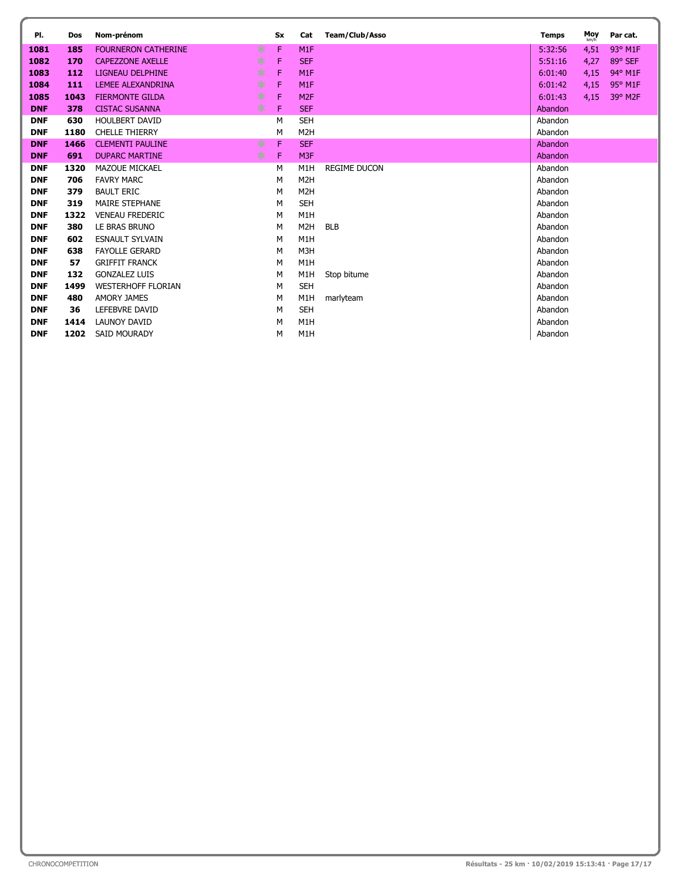| Pl. | Dos | Nom-prénom | | Sx | Cat | Team/Club/Asso | Temps | Moy km/h | Par cat. |
|---|---|---|---|---|---|---|---|---|---|
| 1081 | 185 | FOURNERON CATHERINE | * | F | M1F | | 5:32:56 | 4,51 | 93° M1F |
| 1082 | 170 | CAPEZZONE AXELLE | * | F | SEF | | 5:51:16 | 4,27 | 89° SEF |
| 1083 | 112 | LIGNEAU DELPHINE | * | F | M1F | | 6:01:40 | 4,15 | 94° M1F |
| 1084 | 111 | LEMEE ALEXANDRINA | * | F | M1F | | 6:01:42 | 4,15 | 95° M1F |
| 1085 | 1043 | FIERMONTE GILDA | * | F | M2F | | 6:01:43 | 4,15 | 39° M2F |
| DNF | 378 | CISTAC SUSANNA | * | F | SEF | | Abandon | | |
| DNF | 630 | HOULBERT DAVID | | M | SEH | | Abandon | | |
| DNF | 1180 | CHELLE THIERRY | | M | M2H | | Abandon | | |
| DNF | 1466 | CLEMENTI PAULINE | * | F | SEF | | Abandon | | |
| DNF | 691 | DUPARC MARTINE | * | F | M3F | | Abandon | | |
| DNF | 1320 | MAZOUE MICKAEL | | M | M1H | REGIME DUCON | Abandon | | |
| DNF | 706 | FAVRY MARC | | M | M2H | | Abandon | | |
| DNF | 379 | BAULT ERIC | | M | M2H | | Abandon | | |
| DNF | 319 | MAIRE STEPHANE | | M | SEH | | Abandon | | |
| DNF | 1322 | VENEAU FREDERIC | | M | M1H | | Abandon | | |
| DNF | 380 | LE BRAS BRUNO | | M | M2H | BLB | Abandon | | |
| DNF | 602 | ESNAULT SYLVAIN | | M | M1H | | Abandon | | |
| DNF | 638 | FAYOLLE GERARD | | M | M3H | | Abandon | | |
| DNF | 57 | GRIFFIT FRANCK | | M | M1H | | Abandon | | |
| DNF | 132 | GONZALEZ LUIS | | M | M1H | Stop bitume | Abandon | | |
| DNF | 1499 | WESTERHOFF FLORIAN | | M | SEH | | Abandon | | |
| DNF | 480 | AMORY JAMES | | M | M1H | marlyteam | Abandon | | |
| DNF | 36 | LEFEBVRE DAVID | | M | SEH | | Abandon | | |
| DNF | 1414 | LAUNOY DAVID | | M | M1H | | Abandon | | |
| DNF | 1202 | SAID MOURADY | | M | M1H | | Abandon | | |